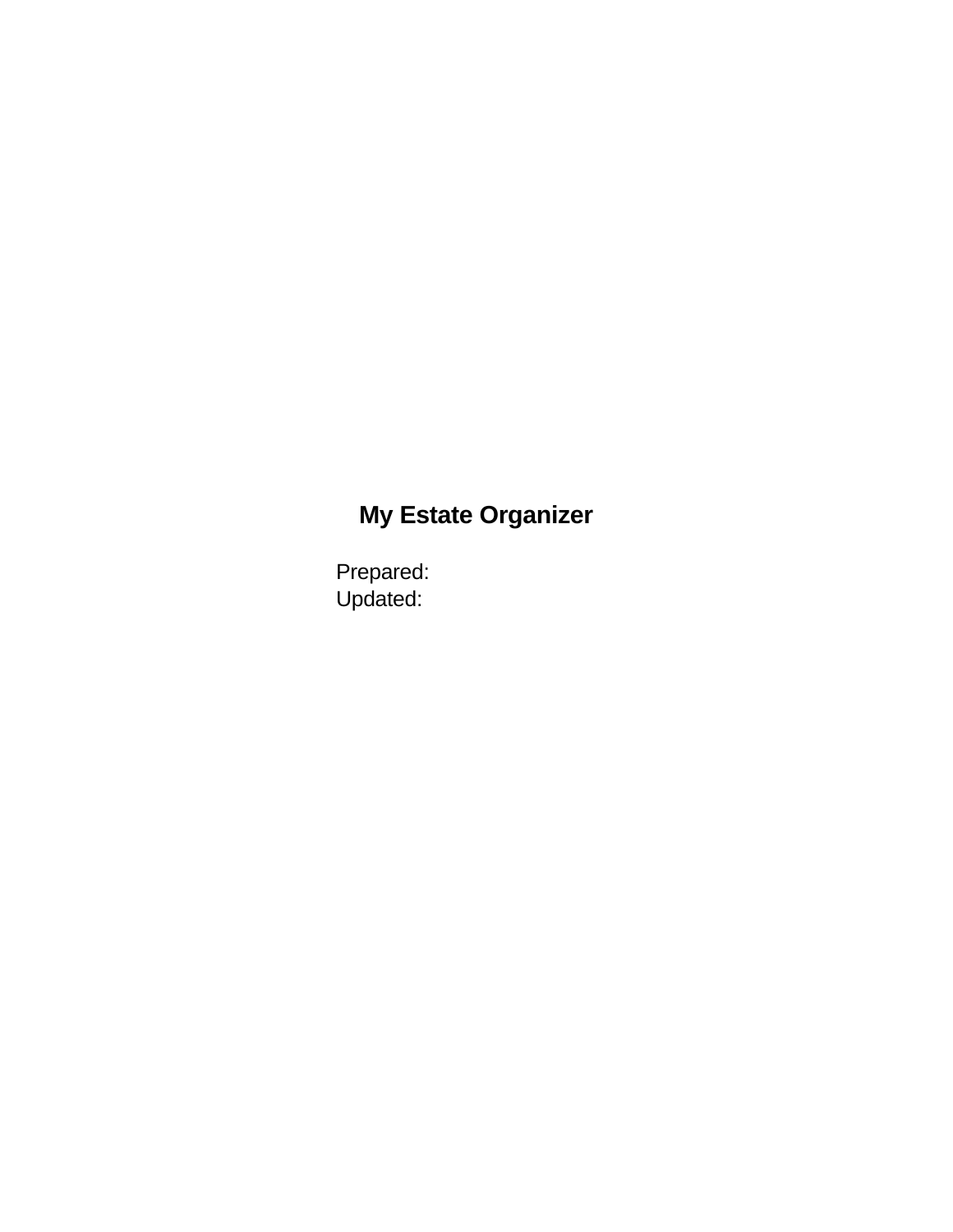# My Estate Organizer

Prepared:
Updated: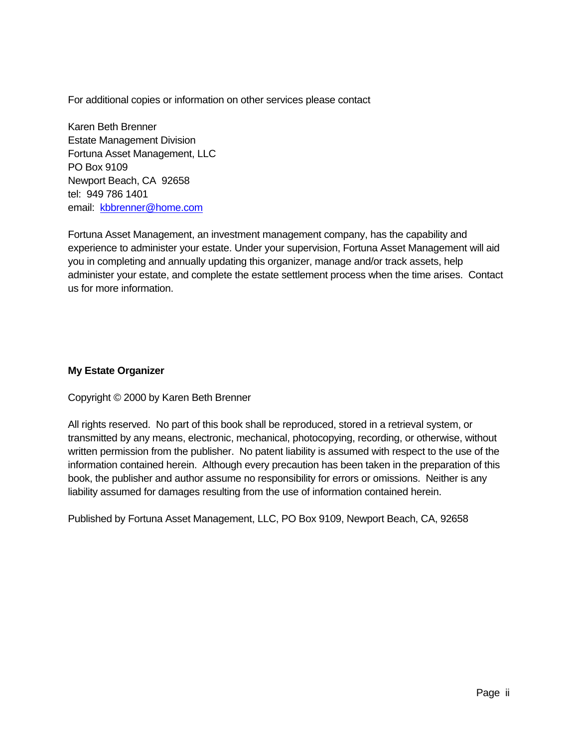For additional copies or information on other services please contact

Karen Beth Brenner  
Estate Management Division  
Fortuna Asset Management, LLC  
PO Box 9109  
Newport Beach, CA 92658  
tel: 949 786 1401  
email: kbbrenner@home.com

Fortuna Asset Management, an investment management company, has the capability and experience to administer your estate. Under your supervision, Fortuna Asset Management will aid you in completing and annually updating this organizer, manage and/or track assets, help administer your estate, and complete the estate settlement process when the time arises. Contact us for more information.

**My Estate Organizer**

Copyright © 2000 by Karen Beth Brenner

All rights reserved. No part of this book shall be reproduced, stored in a retrieval system, or transmitted by any means, electronic, mechanical, photocopying, recording, or otherwise, without written permission from the publisher. No patent liability is assumed with respect to the use of the information contained herein. Although every precaution has been taken in the preparation of this book, the publisher and author assume no responsibility for errors or omissions. Neither is any liability assumed for damages resulting from the use of information contained herein.

Published by Fortuna Asset Management, LLC, PO Box 9109, Newport Beach, CA, 92658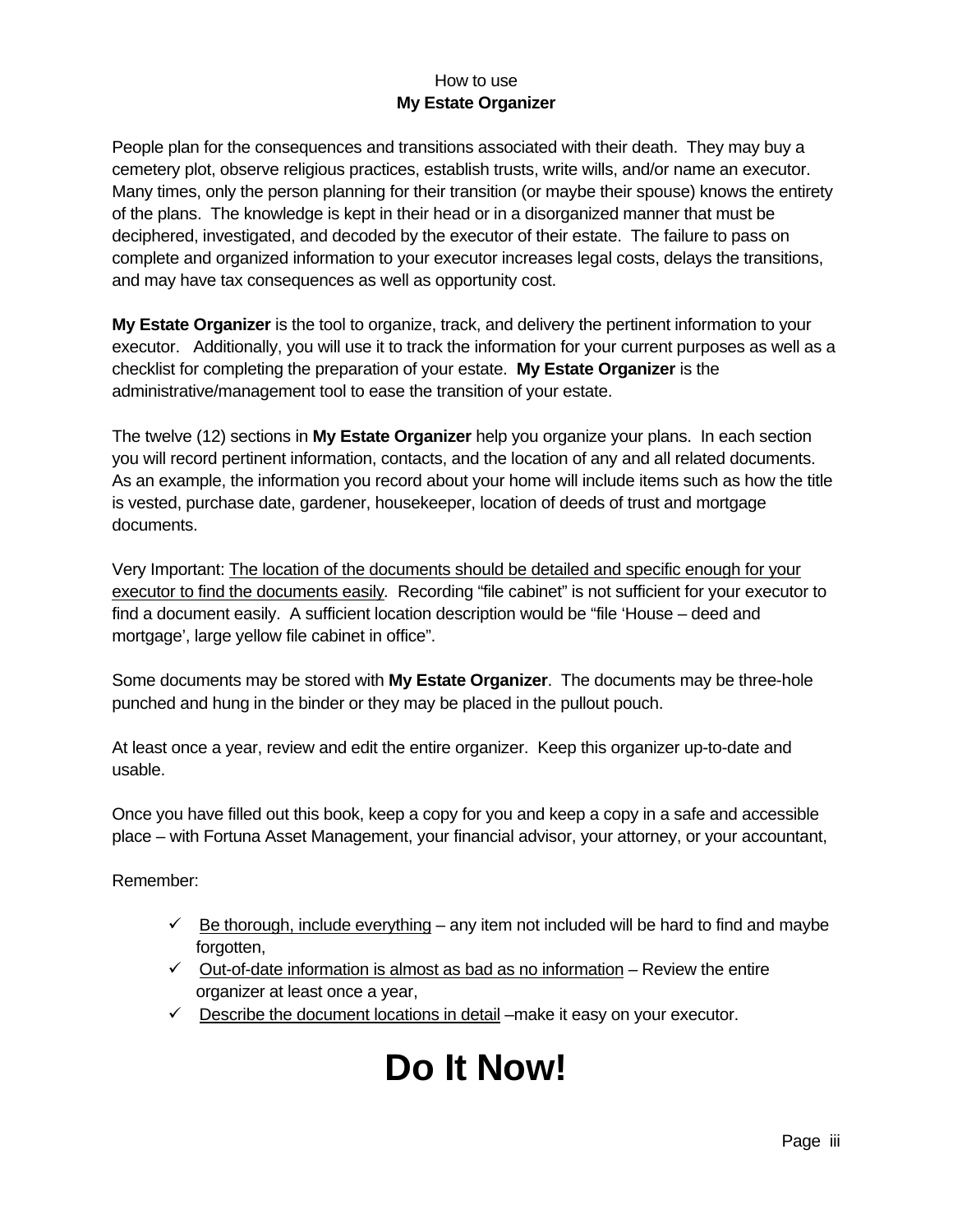How to use
**My Estate Organizer**

People plan for the consequences and transitions associated with their death. They may buy a cemetery plot, observe religious practices, establish trusts, write wills, and/or name an executor. Many times, only the person planning for their transition (or maybe their spouse) knows the entirety of the plans. The knowledge is kept in their head or in a disorganized manner that must be deciphered, investigated, and decoded by the executor of their estate. The failure to pass on complete and organized information to your executor increases legal costs, delays the transitions, and may have tax consequences as well as opportunity cost.

**My Estate Organizer** is the tool to organize, track, and delivery the pertinent information to your executor. Additionally, you will use it to track the information for your current purposes as well as a checklist for completing the preparation of your estate. **My Estate Organizer** is the administrative/management tool to ease the transition of your estate.

The twelve (12) sections in **My Estate Organizer** help you organize your plans. In each section you will record pertinent information, contacts, and the location of any and all related documents. As an example, the information you record about your home will include items such as how the title is vested, purchase date, gardener, housekeeper, location of deeds of trust and mortgage documents.

Very Important: <u>The location of the documents should be detailed and specific enough for your executor to find the documents easily</u>. Recording "file cabinet" is not sufficient for your executor to find a document easily. A sufficient location description would be "file 'House – deed and mortgage', large yellow file cabinet in office".

Some documents may be stored with **My Estate Organizer**. The documents may be three-hole punched and hung in the binder or they may be placed in the pullout pouch.

At least once a year, review and edit the entire organizer. Keep this organizer up-to-date and usable.

Once you have filled out this book, keep a copy for you and keep a copy in a safe and accessible place – with Fortuna Asset Management, your financial advisor, your attorney, or your accountant,

Remember:

- ✓ <u>Be thorough, include everything</u> – any item not included will be hard to find and maybe forgotten,
- ✓ <u>Out-of-date information is almost as bad as no information</u> – Review the entire organizer at least once a year,
- ✓ <u>Describe the document locations in detail</u> –make it easy on your executor.

# Do It Now!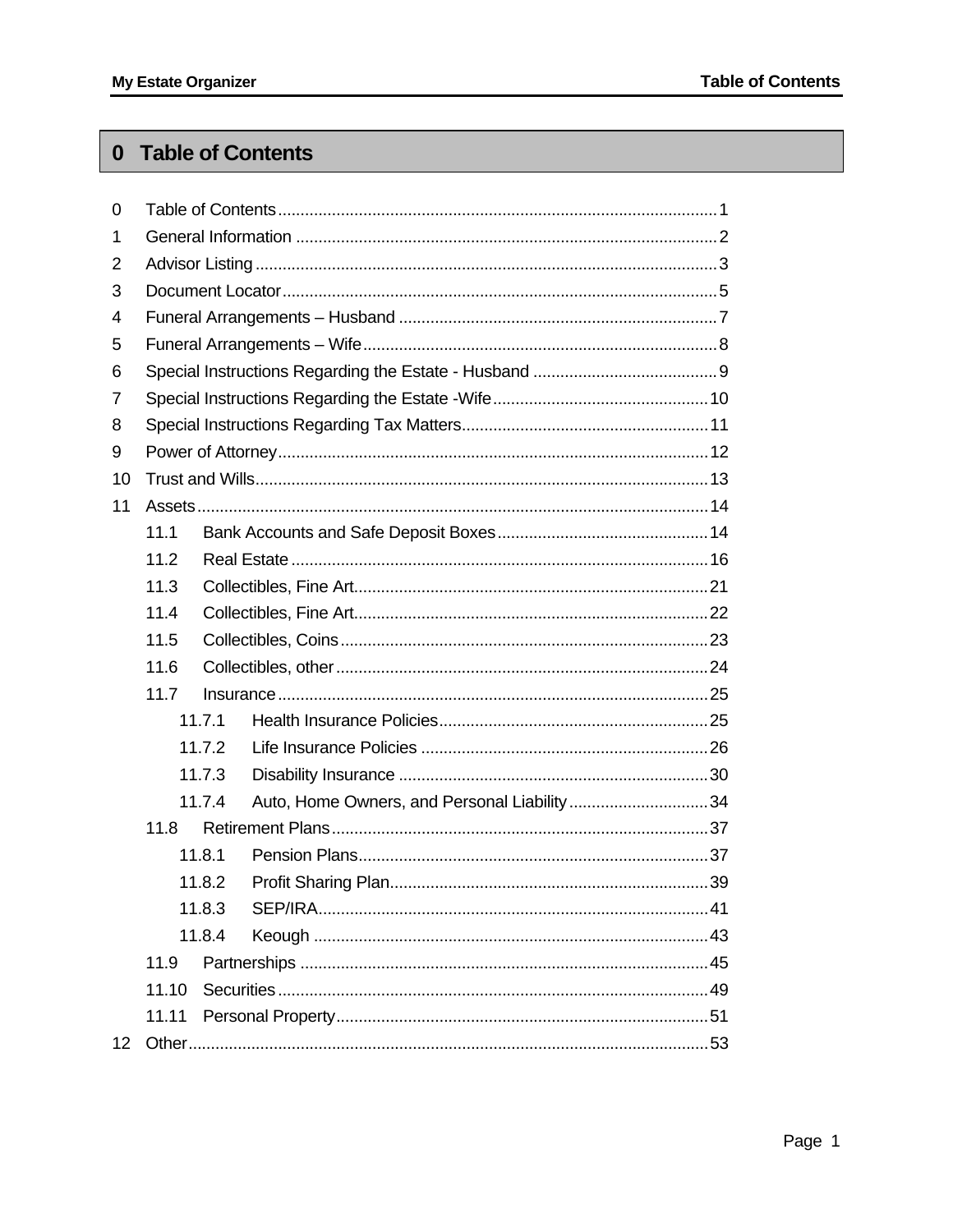# 0 Table of Contents

0 Table of Contents ... 1
1 General Information ... 2
2 Advisor Listing ... 3
3 Document Locator ... 5
4 Funeral Arrangements – Husband ... 7
5 Funeral Arrangements – Wife ... 8
6 Special Instructions Regarding the Estate - Husband ... 9
7 Special Instructions Regarding the Estate -Wife ... 10
8 Special Instructions Regarding Tax Matters ... 11
9 Power of Attorney ... 12
10 Trust and Wills ... 13
11 Assets ... 14
- 11.1 Bank Accounts and Safe Deposit Boxes ... 14
- 11.2 Real Estate ... 16
- 11.3 Collectibles, Fine Art ... 21
- 11.4 Collectibles, Fine Art ... 22
- 11.5 Collectibles, Coins ... 23
- 11.6 Collectibles, other ... 24
- 11.7 Insurance ... 25
  - 11.7.1 Health Insurance Policies ... 25
  - 11.7.2 Life Insurance Policies ... 26
  - 11.7.3 Disability Insurance ... 30
  - 11.7.4 Auto, Home Owners, and Personal Liability ... 34
- 11.8 Retirement Plans ... 37
  - 11.8.1 Pension Plans ... 37
  - 11.8.2 Profit Sharing Plan ... 39
  - 11.8.3 SEP/IRA ... 41
  - 11.8.4 Keough ... 43
- 11.9 Partnerships ... 45
- 11.10 Securities ... 49
- 11.11 Personal Property ... 51

12 Other ... 53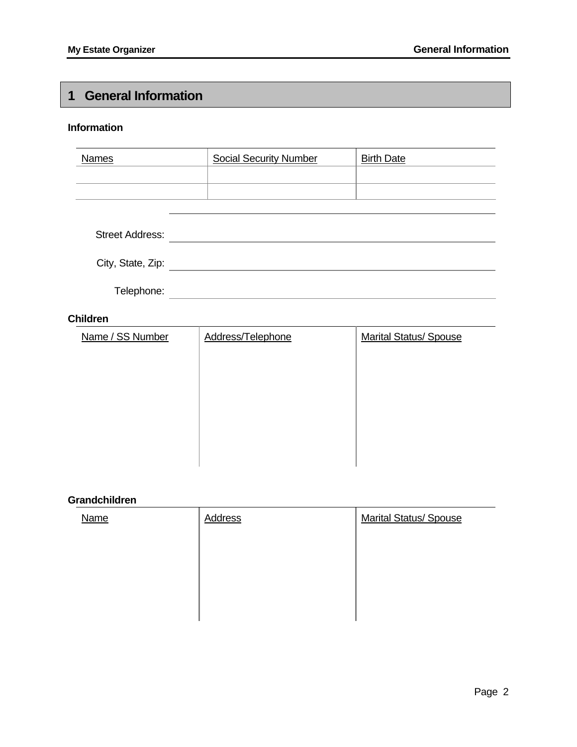# 1 General Information

### Information

| Names | Social Security Number | Birth Date |
|---|---|---|
| | | |
| | | |

Street Address: \_\_\_\_\_\_\_\_\_\_\_\_\_\_\_\_\_\_\_\_\_\_\_\_

City, State, Zip: \_\_\_\_\_\_\_\_\_\_\_\_\_\_\_\_\_\_\_\_\_\_\_\_

Telephone: \_\_\_\_\_\_\_\_\_\_\_\_\_\_\_\_\_\_\_\_\_\_\_\_

### Children

| Name / SS Number | Address/Telephone | Marital Status/ Spouse |
|---|---|---|
| | | |

### Grandchildren

| Name | Address | Marital Status/ Spouse |
|---|---|---|
| | | |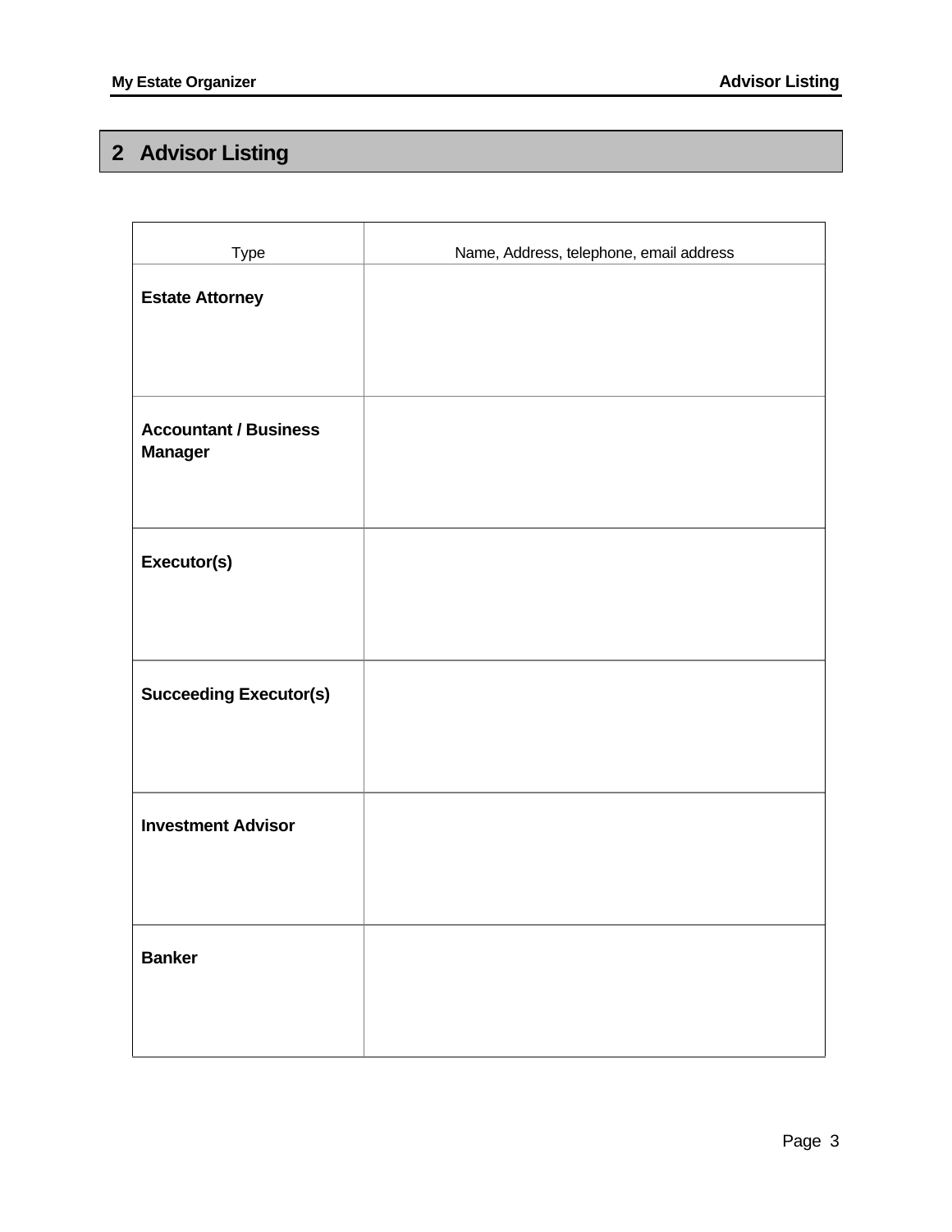## 2 Advisor Listing

| Type | Name, Address, telephone, email address |
| --- | --- |
| **Estate Attorney** | |
| **Accountant / Business Manager** | |
| **Executor(s)** | |
| **Succeeding Executor(s)** | |
| **Investment Advisor** | |
| **Banker** | |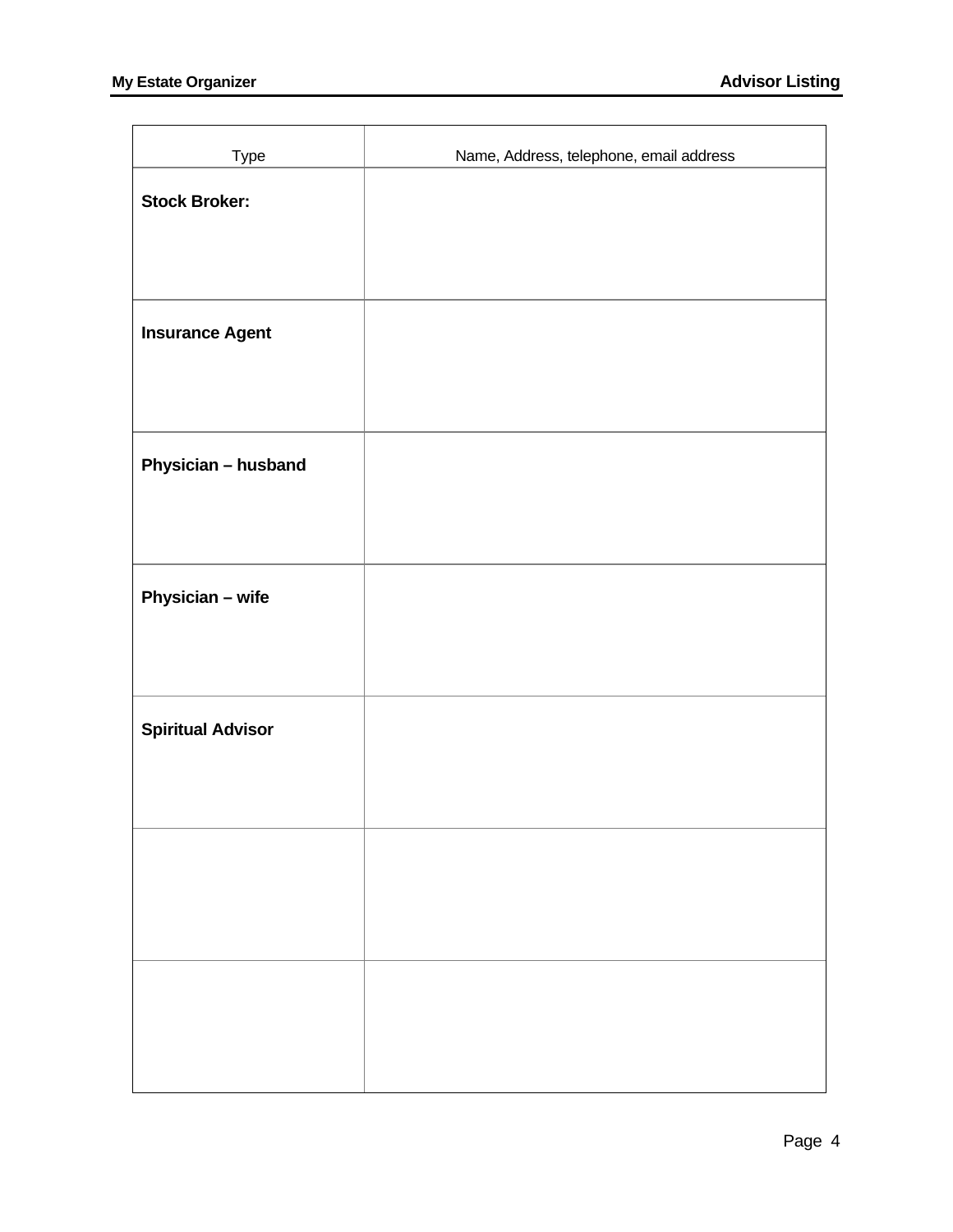## Advisor Listing

| Type | Name, Address, telephone, email address |
|---|---|
| **Stock Broker:** | |
| **Insurance Agent** | |
| **Physician – husband** | |
| **Physician – wife** | |
| **Spiritual Advisor** | |
| | |
| | |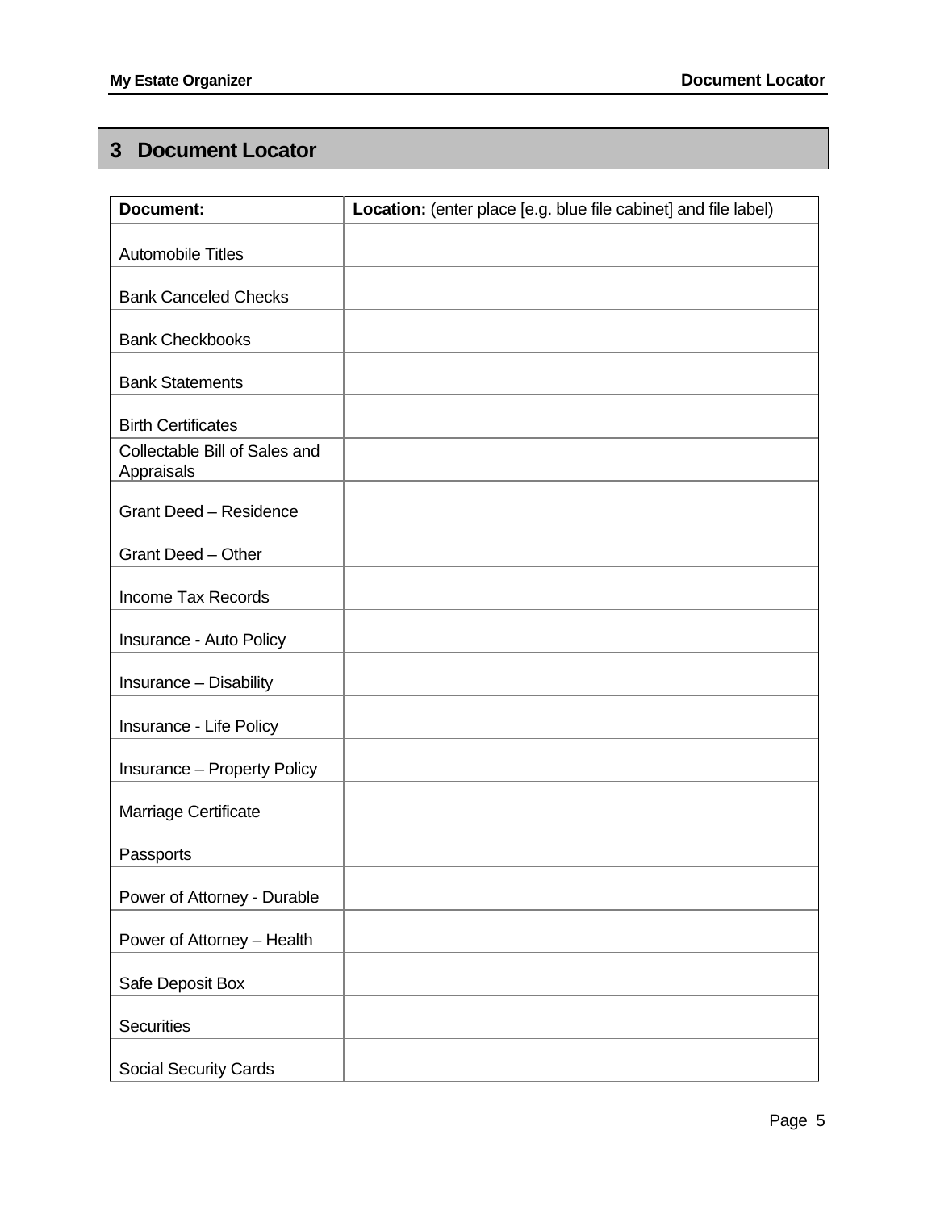## 3 Document Locator

| Document: | **Location:** (enter place [e.g. blue file cabinet] and file label) |
| --- | --- |
| Automobile Titles | |
| Bank Canceled Checks | |
| Bank Checkbooks | |
| Bank Statements | |
| Birth Certificates | |
| Collectable Bill of Sales and Appraisals | |
| Grant Deed – Residence | |
| Grant Deed – Other | |
| Income Tax Records | |
| Insurance - Auto Policy | |
| Insurance – Disability | |
| Insurance - Life Policy | |
| Insurance – Property Policy | |
| Marriage Certificate | |
| Passports | |
| Power of Attorney - Durable | |
| Power of Attorney – Health | |
| Safe Deposit Box | |
| Securities | |
| Social Security Cards | |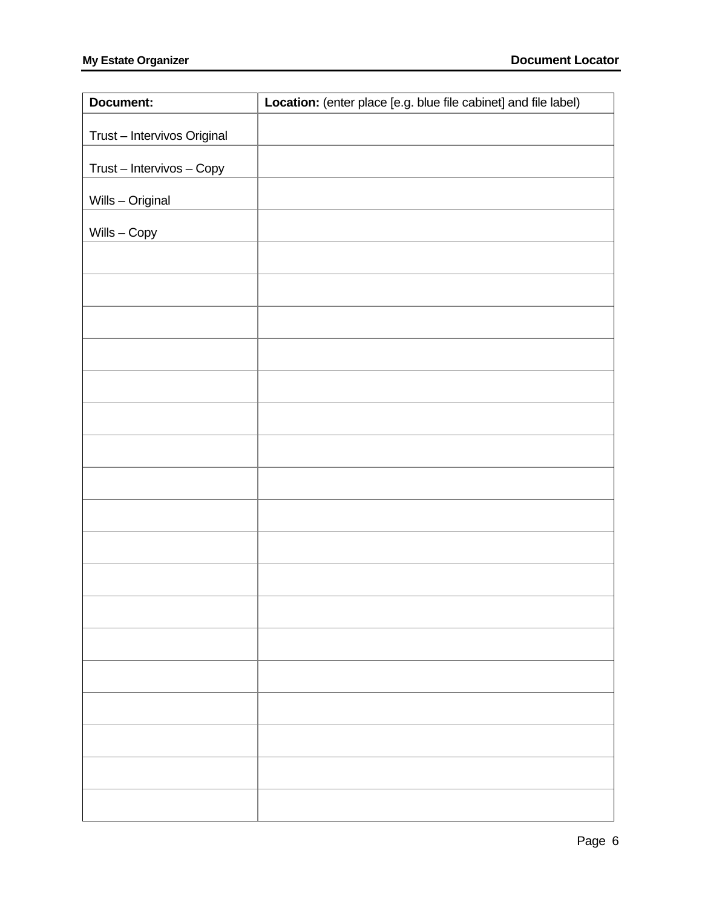| **Document:** | **Location:** (enter place [e.g. blue file cabinet] and file label) |
| --- | --- |
| Trust – Intervivos Original | |
| Trust – Intervivos – Copy | |
| Wills – Original | |
| Wills – Copy | |
| | |
| | |
| | |
| | |
| | |
| | |
| | |
| | |
| | |
| | |
| | |
| | |
| | |
| | |
| | |
| | |
| | |
| | |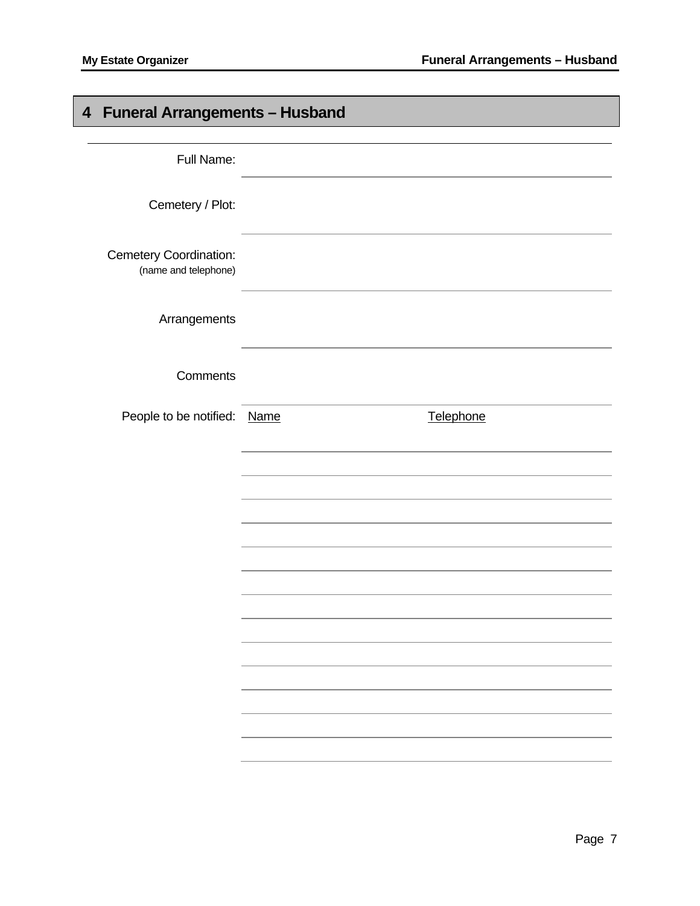# 4 Funeral Arrangements – Husband

Full Name: ______________________________

Cemetery / Plot: ______________________________

Cemetery Coordination: ______________________________
(name and telephone)

Arrangements ______________________________

Comments ______________________________

People to be notified:

| Name | Telephone |
| --- | --- |
| | |
| | |
| | |
| | |
| | |
| | |
| | |
| | |
| | |
| | |
| | |
| | |
| | |
| | |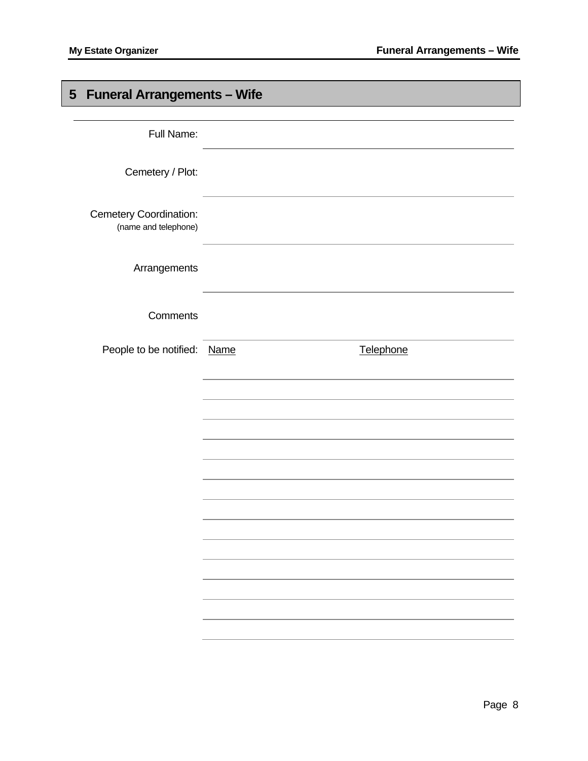# 5 Funeral Arrangements – Wife

Full Name:

Cemetery / Plot:

Cemetery Coordination:
(name and telephone)

Arrangements

Comments

People to be notified:

| Name | Telephone |
|---|---|
| | |
| | |
| | |
| | |
| | |
| | |
| | |
| | |
| | |
| | |
| | |
| | |
| | |
| | |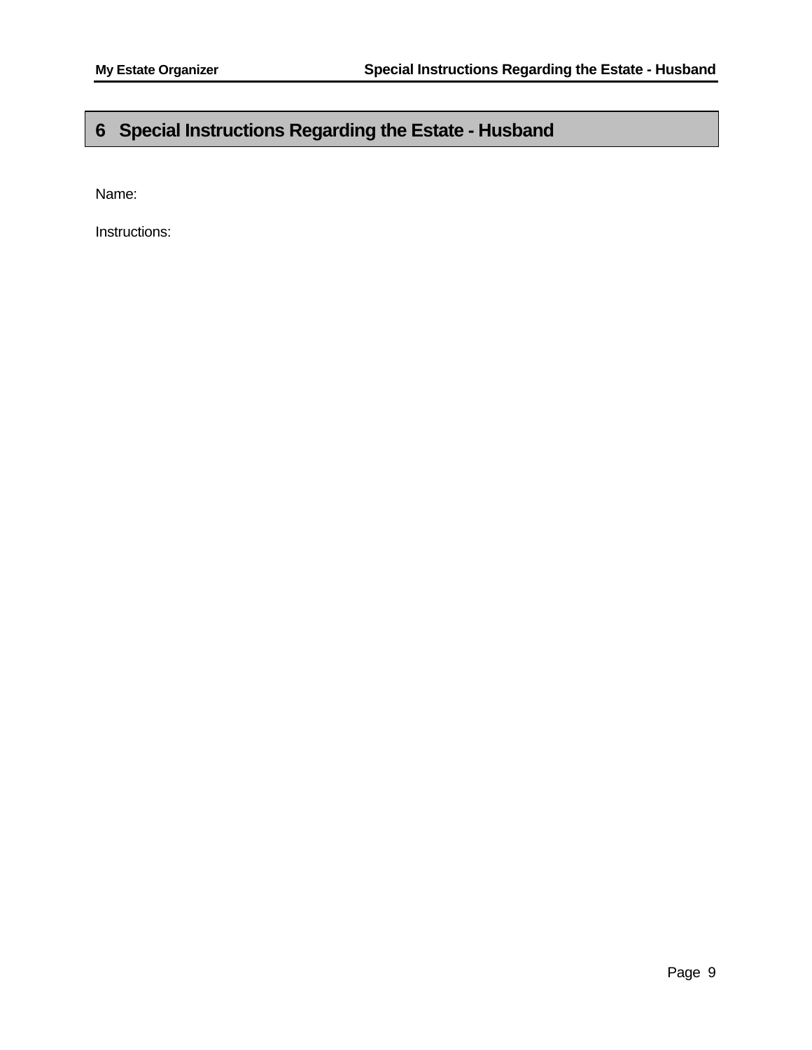# 6 Special Instructions Regarding the Estate - Husband

Name:

Instructions: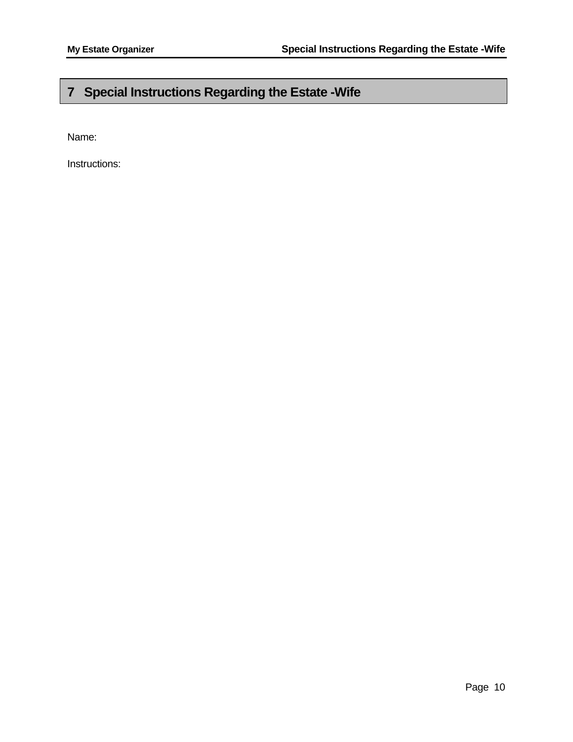# 7 Special Instructions Regarding the Estate -Wife

Name:

Instructions: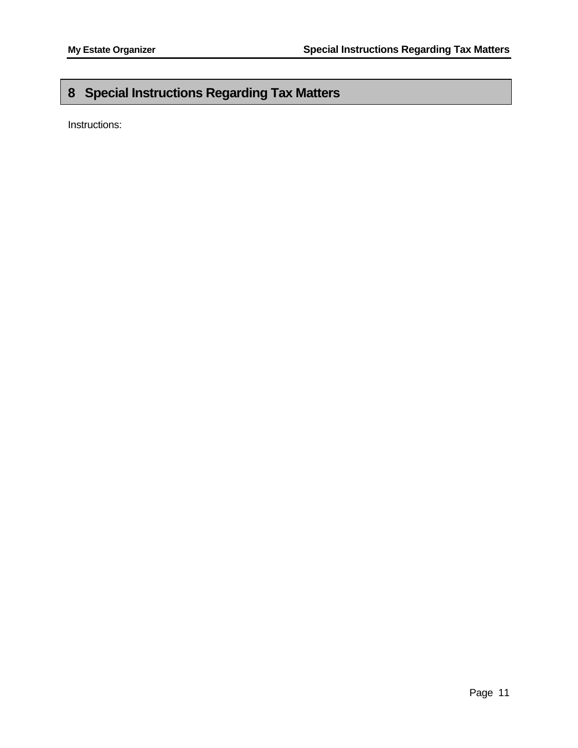# 8 Special Instructions Regarding Tax Matters

Instructions: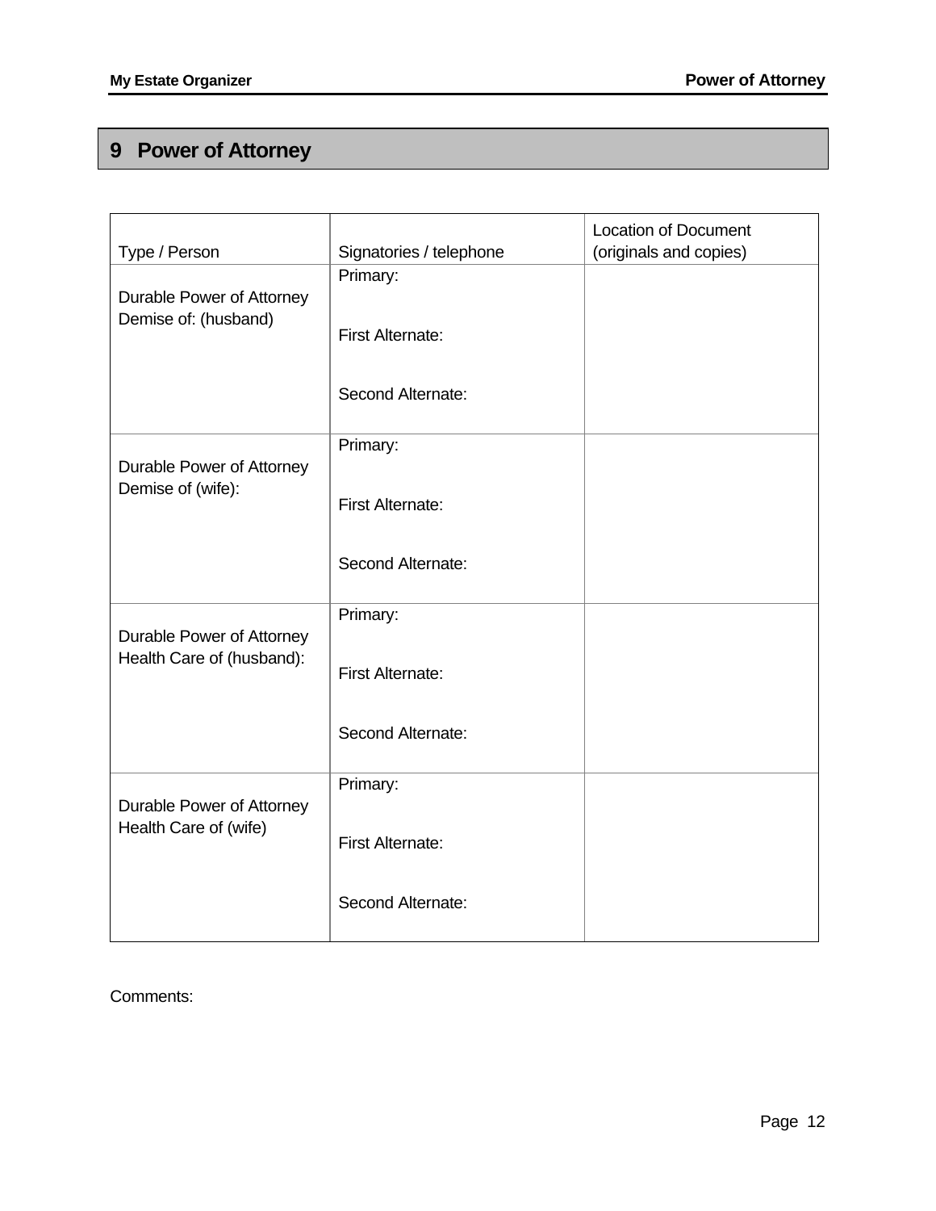## 9 Power of Attorney

| Type / Person | Signatories / telephone | Location of Document (originals and copies) |
|---|---|---|
| Durable Power of Attorney Demise of: (husband) | Primary:<br><br>First Alternate:<br><br>Second Alternate: | |
| Durable Power of Attorney Demise of (wife): | Primary:<br><br>First Alternate:<br><br>Second Alternate: | |
| Durable Power of Attorney Health Care of (husband): | Primary:<br><br>First Alternate:<br><br>Second Alternate: | |
| Durable Power of Attorney Health Care of (wife) | Primary:<br><br>First Alternate:<br><br>Second Alternate: | |

Comments: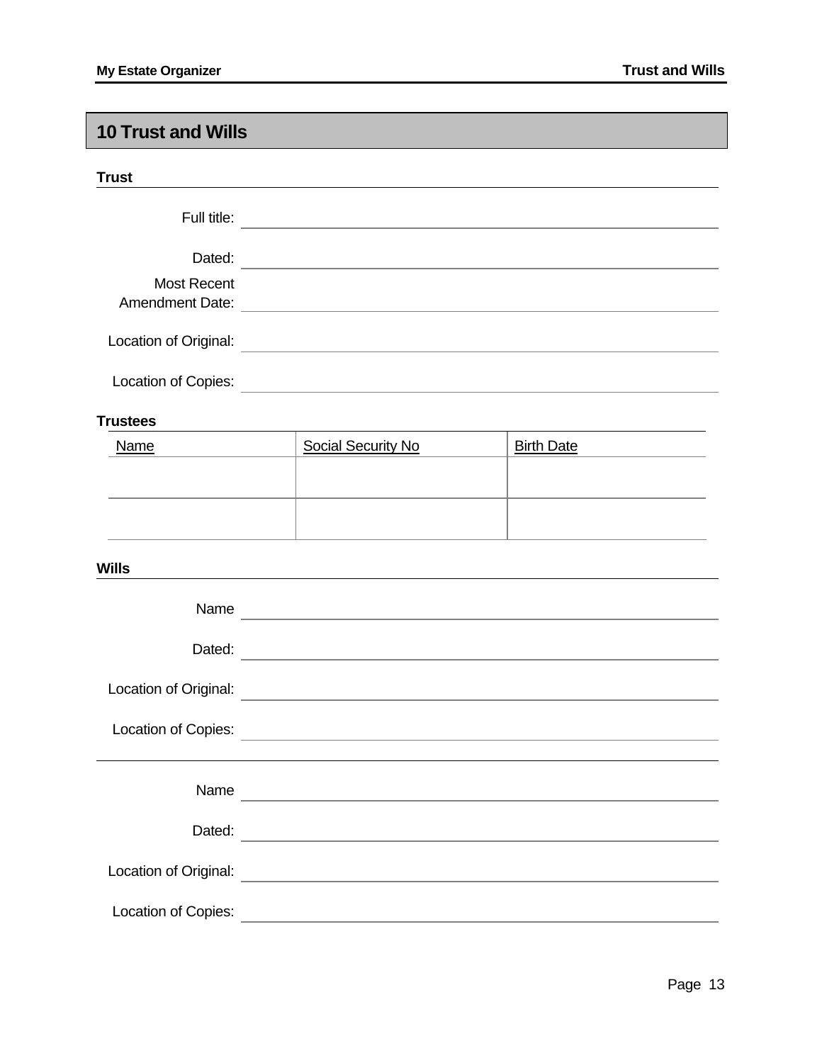# 10 Trust and Wills

## Trust

Full title: ______________________

Dated: ______________________

Most Recent Amendment Date: ______________________

Location of Original: ______________________

Location of Copies: ______________________

## Trustees

| Name | Social Security No | Birth Date |
|---|---|---|
| | | |
| | | |

## Wills

Name ______________________

Dated: ______________________

Location of Original: ______________________

Location of Copies: ______________________

---

Name ______________________

Dated: ______________________

Location of Original: ______________________

Location of Copies: ______________________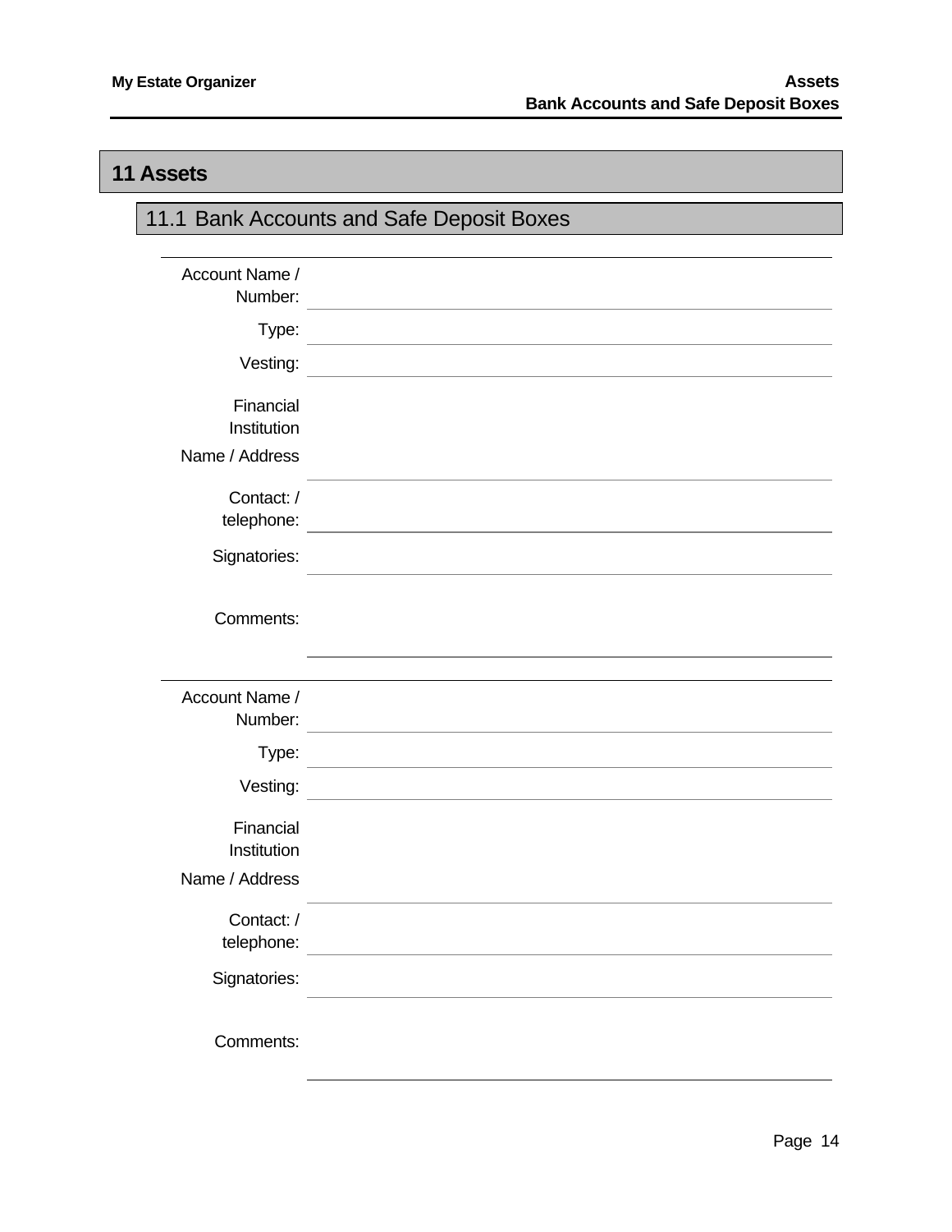# 11 Assets

## 11.1 Bank Accounts and Safe Deposit Boxes

| | |
|---|---|
| Account Name / Number: | |
| Type: | |
| Vesting: | |
| Financial Institution Name / Address | |
| Contact: / telephone: | |
| Signatories: | |
| Comments: | |

| | |
|---|---|
| Account Name / Number: | |
| Type: | |
| Vesting: | |
| Financial Institution Name / Address | |
| Contact: / telephone: | |
| Signatories: | |
| Comments: | |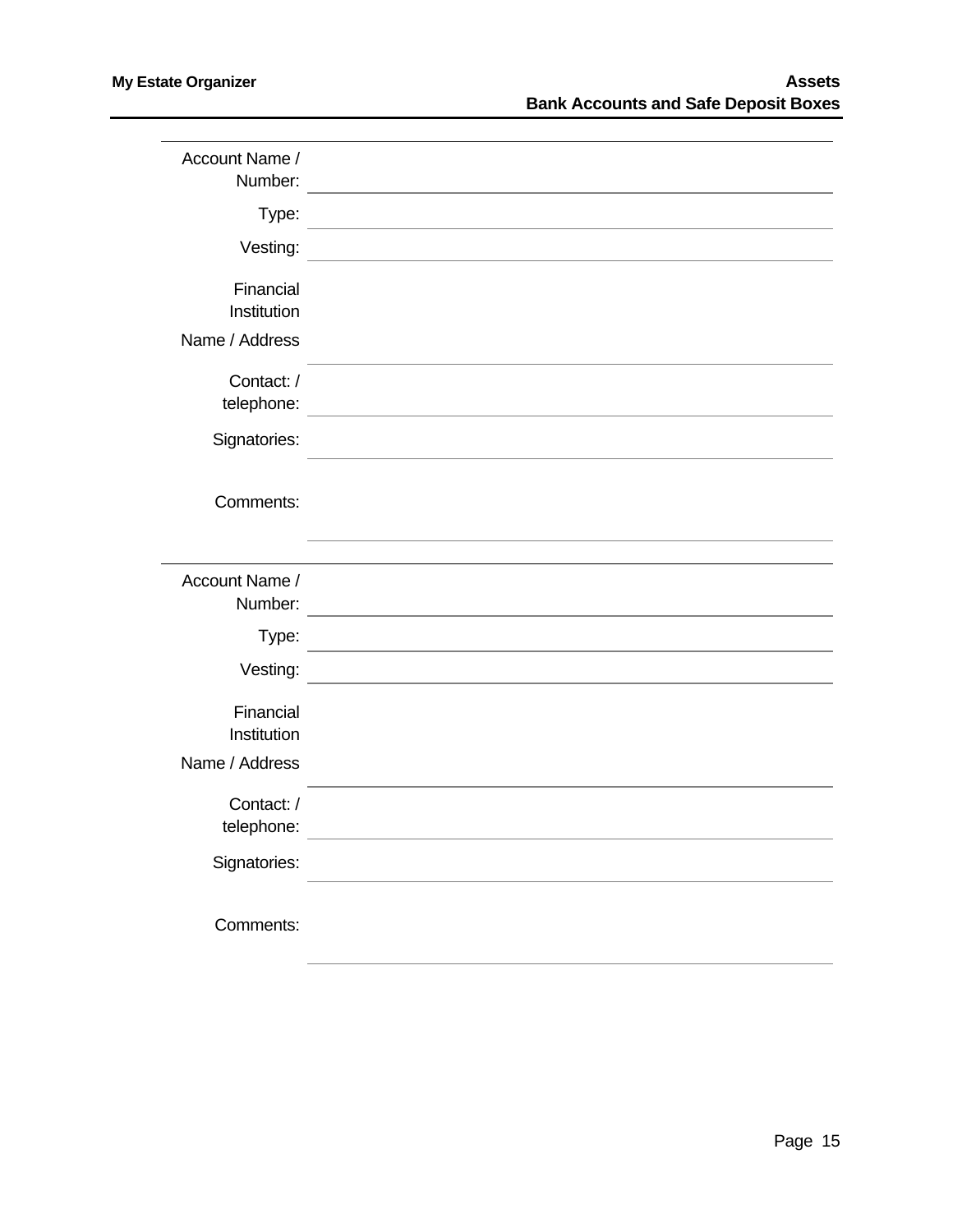## Assets
### Bank Accounts and Safe Deposit Boxes

| | |
|---|---|
| Account Name / Number: | |
| Type: | |
| Vesting: | |
| Financial Institution Name / Address | |
| Contact: / telephone: | |
| Signatories: | |
| Comments: | |

| | |
|---|---|
| Account Name / Number: | |
| Type: | |
| Vesting: | |
| Financial Institution Name / Address | |
| Contact: / telephone: | |
| Signatories: | |
| Comments: | |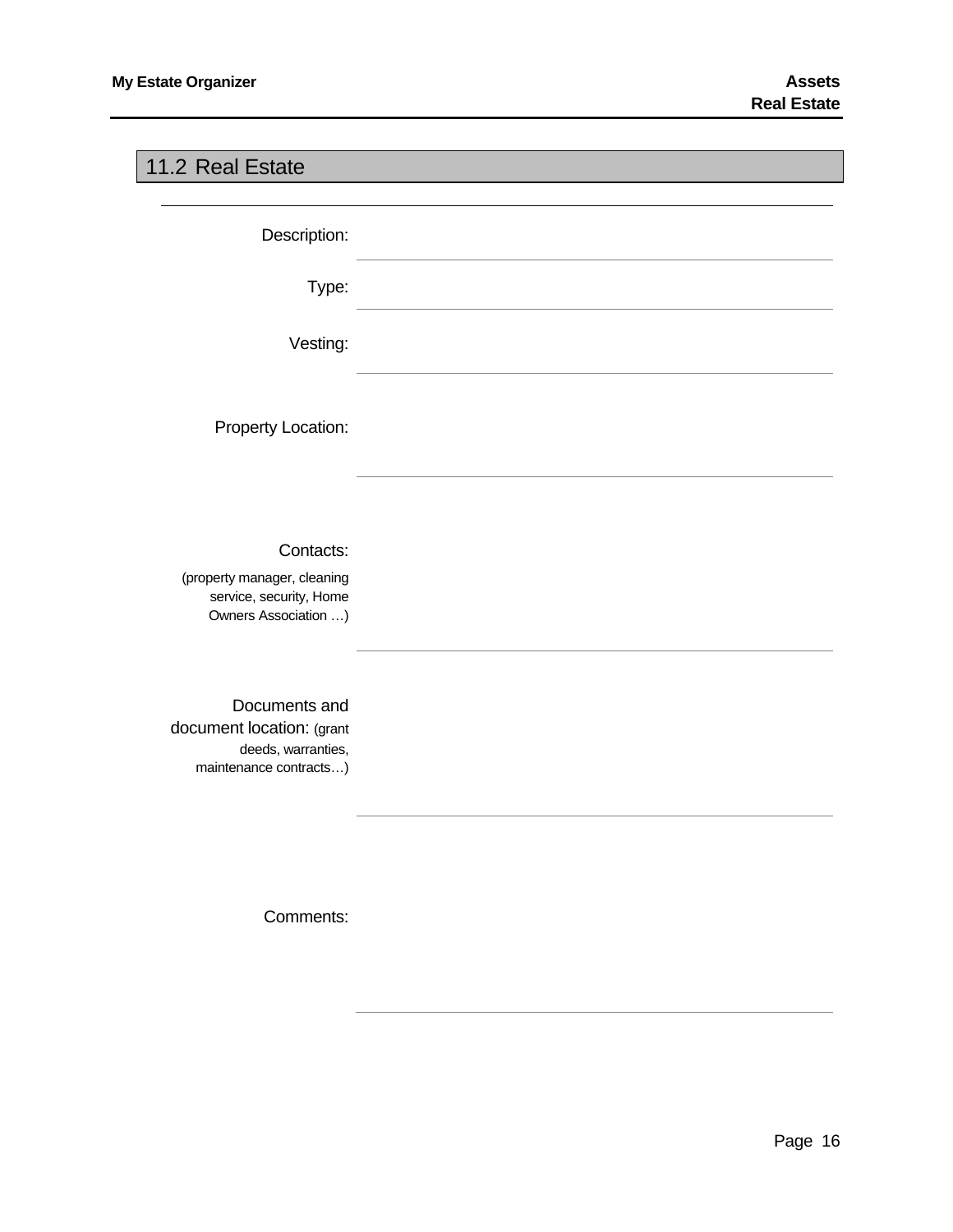## 11.2 Real Estate

Description:

Type:

Vesting:

Property Location:

Contacts:

(property manager, cleaning service, security, Home Owners Association …)

Documents and document location: (grant deeds, warranties, maintenance contracts…)

Comments: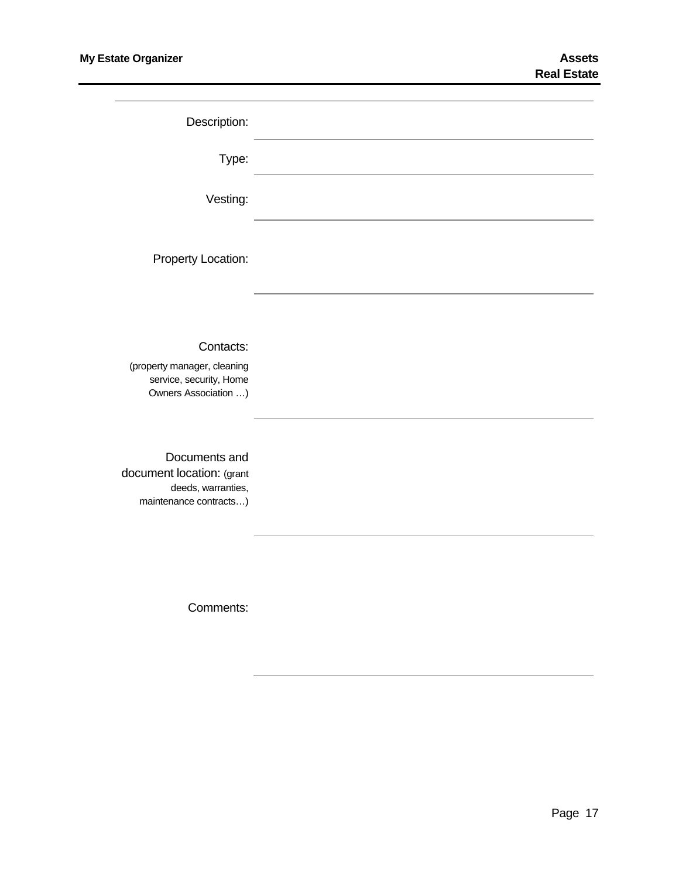| | |
|---|---|
| Description: | |
| Type: | |
| Vesting: | |
| Property Location: | |
| Contacts: (property manager, cleaning service, security, Home Owners Association …) | |
| Documents and document location: (grant deeds, warranties, maintenance contracts…) | |
| Comments: | |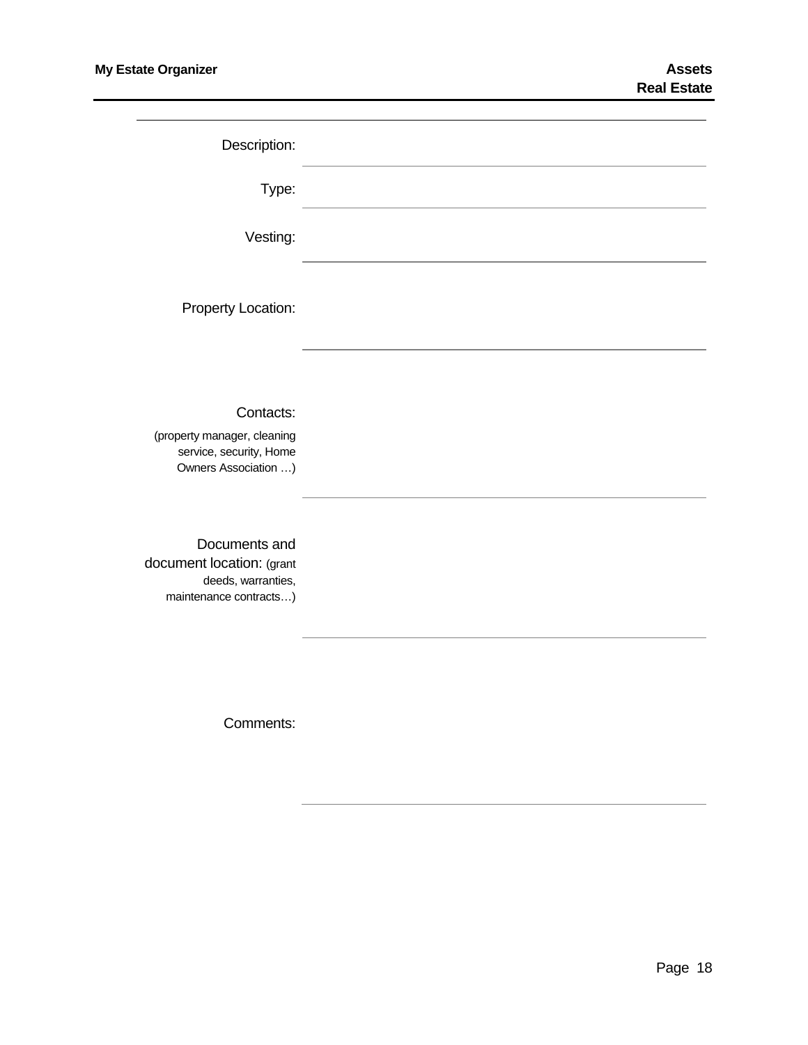## Assets
### Real Estate

Description:

Type:

Vesting:

Property Location:

Contacts:

(property manager, cleaning service, security, Home Owners Association …)

Documents and document location: (grant deeds, warranties, maintenance contracts…)

Comments: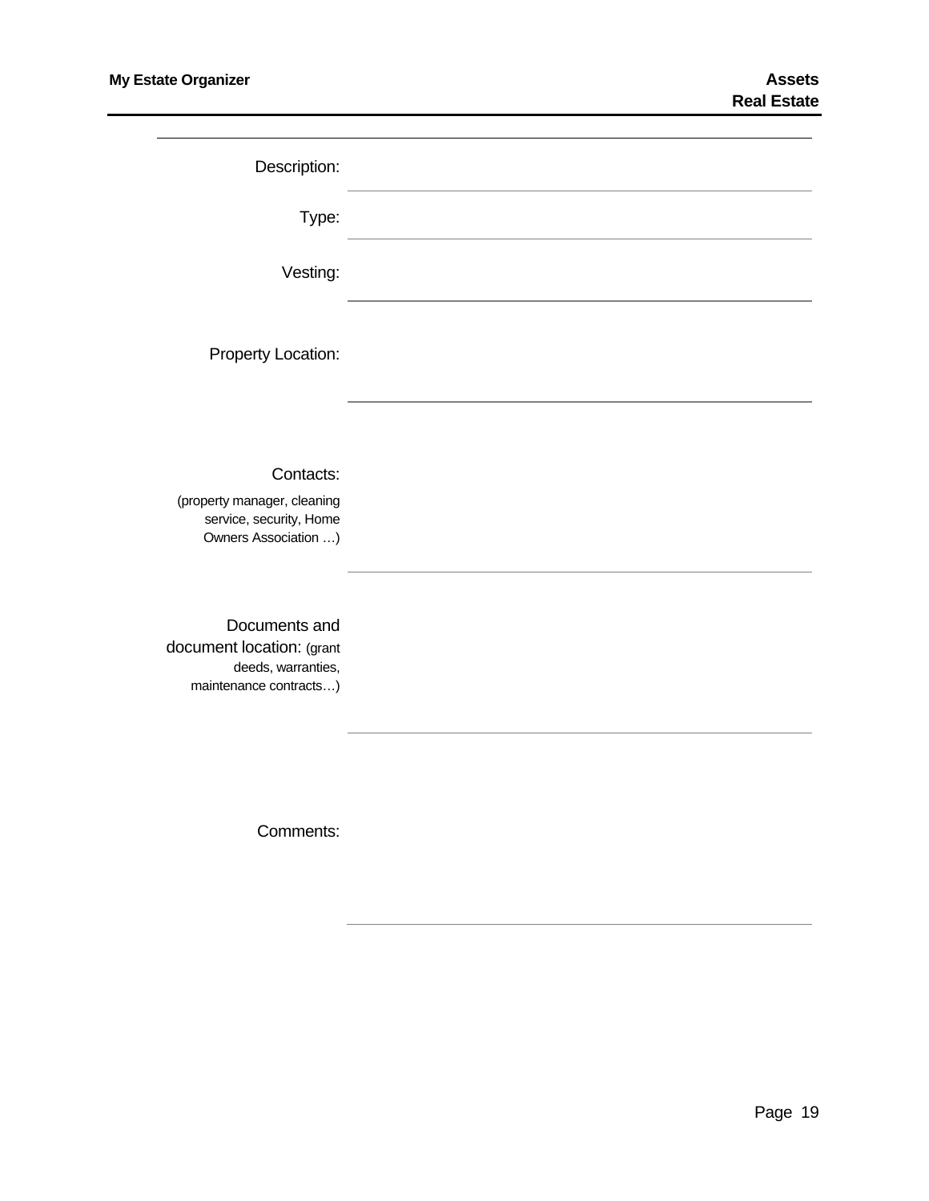## Assets
### Real Estate

Description:

---

Type:

---

Vesting:

---

Property Location:

---

Contacts:

(property manager, cleaning service, security, Home Owners Association …)

---

Documents and document location: (grant deeds, warranties, maintenance contracts…)

---

Comments:

---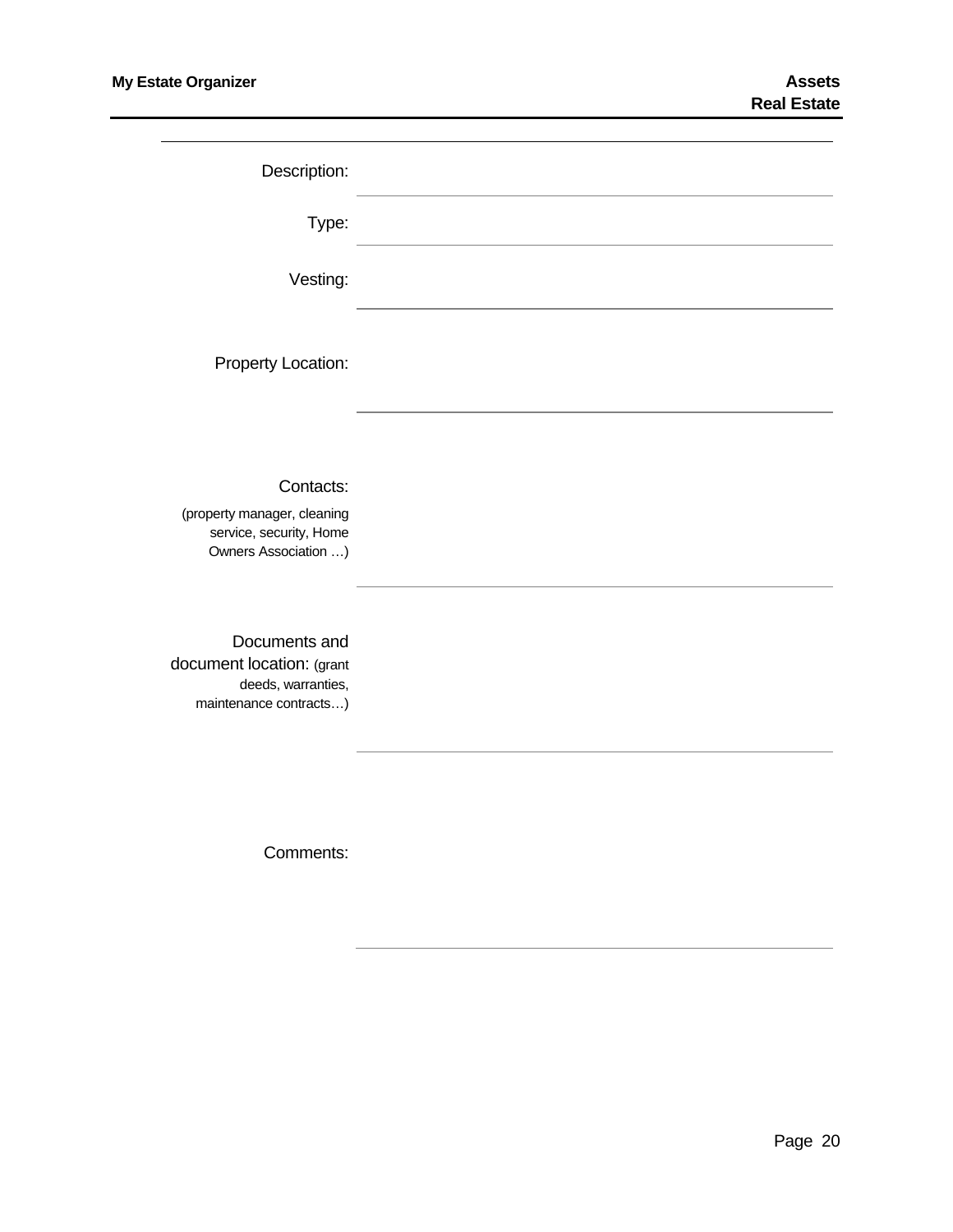Description:

Type:

Vesting:

Property Location:

Contacts:
(property manager, cleaning service, security, Home Owners Association …)

Documents and document location: (grant deeds, warranties, maintenance contracts…)

Comments: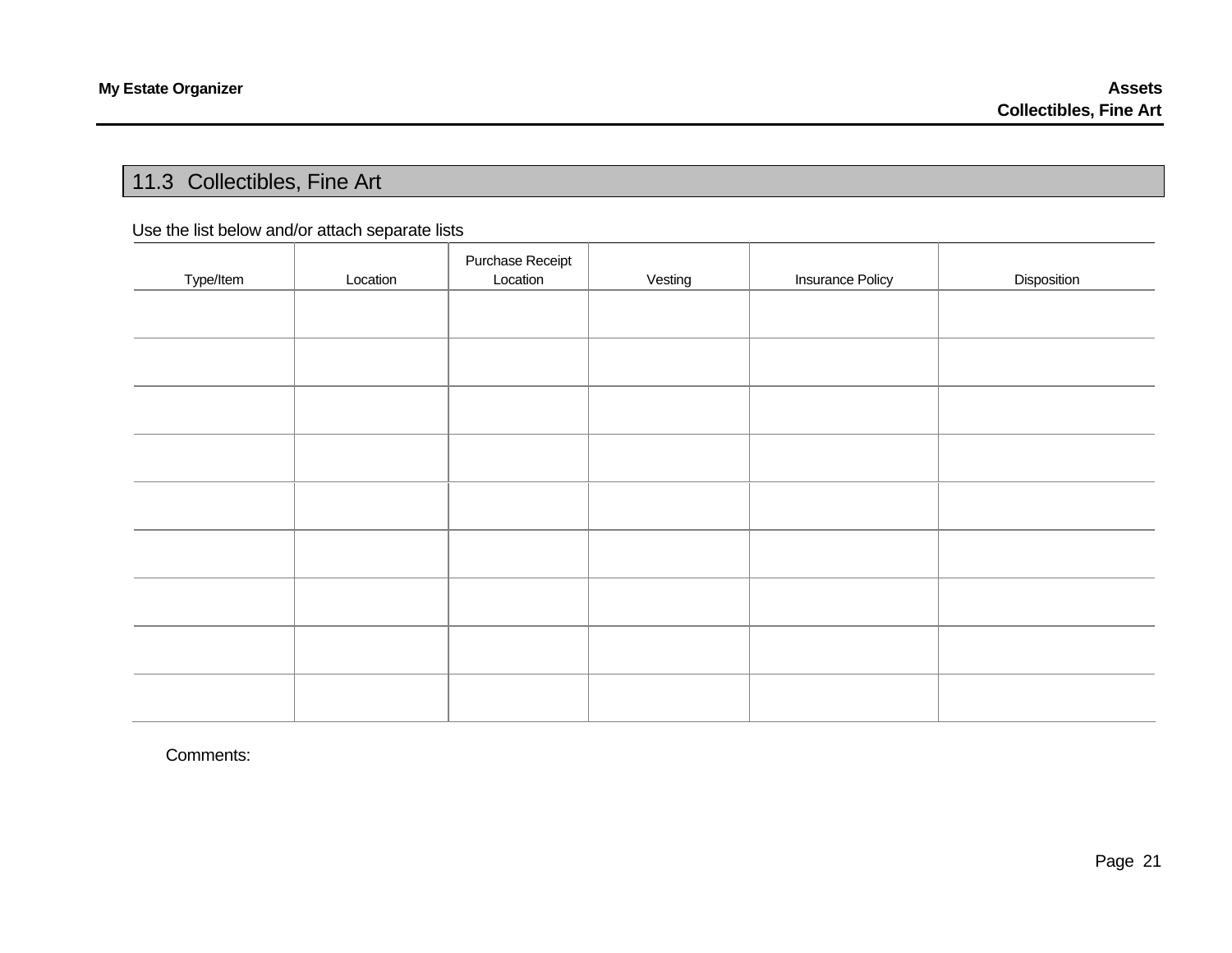## 11.3 Collectibles, Fine Art

Use the list below and/or attach separate lists

| Type/Item | Location | Purchase Receipt Location | Vesting | Insurance Policy | Disposition |
|---|---|---|---|---|---|
| | | | | | |
| | | | | | |
| | | | | | |
| | | | | | |
| | | | | | |
| | | | | | |
| | | | | | |
| | | | | | |
| | | | | | |

Comments: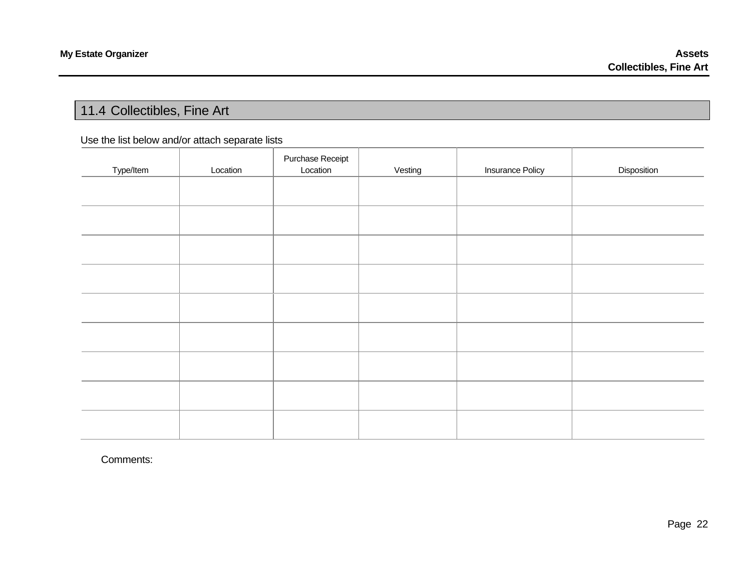## 11.4 Collectibles, Fine Art

Use the list below and/or attach separate lists

| Type/Item | Location | Purchase Receipt Location | Vesting | Insurance Policy | Disposition |
|---|---|---|---|---|---|
| | | | | | |
| | | | | | |
| | | | | | |
| | | | | | |
| | | | | | |
| | | | | | |
| | | | | | |
| | | | | | |
| | | | | | |

Comments: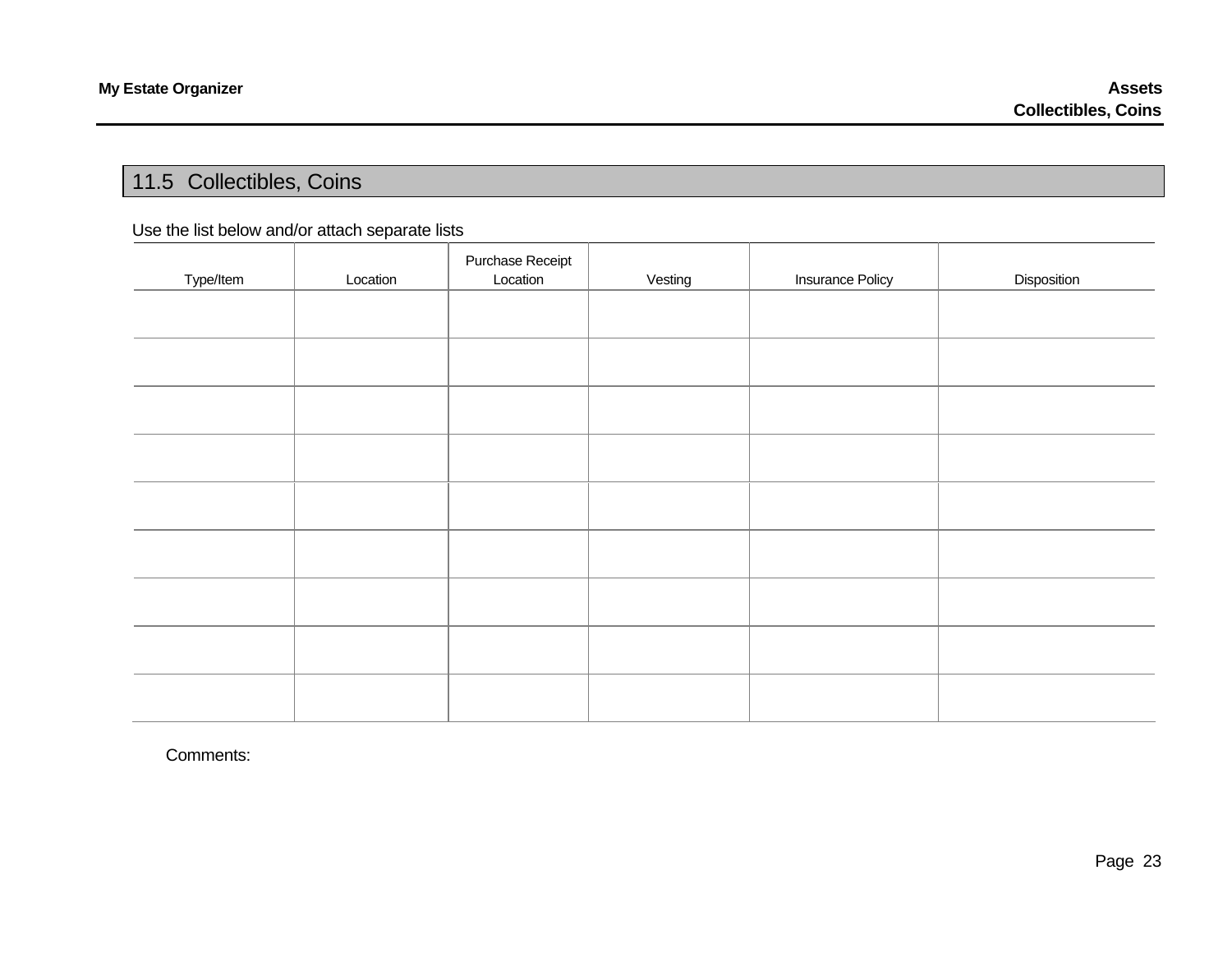## 11.5 Collectibles, Coins

Use the list below and/or attach separate lists

| Type/Item | Location | Purchase Receipt Location | Vesting | Insurance Policy | Disposition |
|---|---|---|---|---|---|
| | | | | | |
| | | | | | |
| | | | | | |
| | | | | | |
| | | | | | |
| | | | | | |
| | | | | | |
| | | | | | |
| | | | | | |

Comments: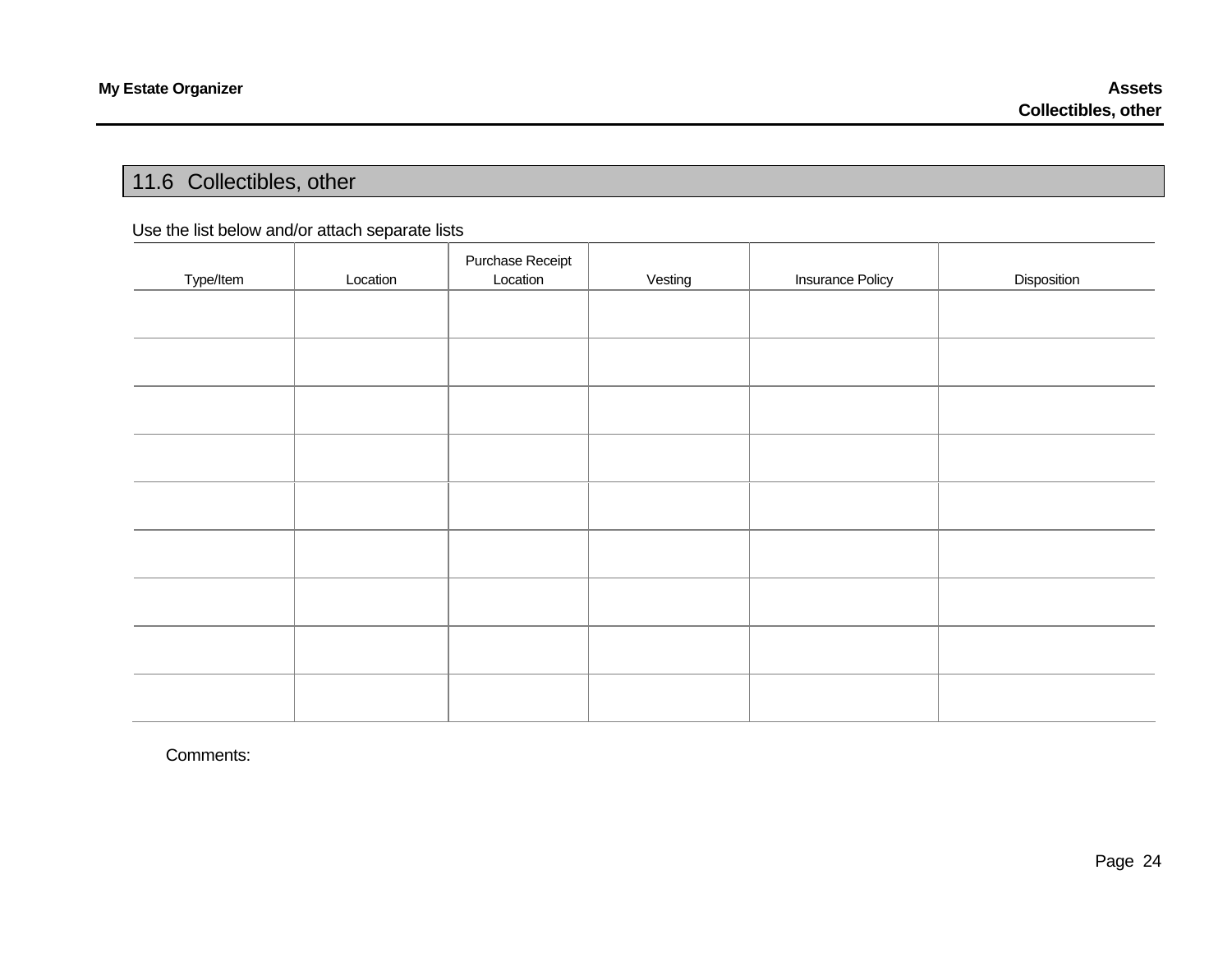## 11.6 Collectibles, other

Use the list below and/or attach separate lists

| Type/Item | Location | Purchase Receipt Location | Vesting | Insurance Policy | Disposition |
|---|---|---|---|---|---|
| | | | | | |
| | | | | | |
| | | | | | |
| | | | | | |
| | | | | | |
| | | | | | |
| | | | | | |
| | | | | | |
| | | | | | |

Comments: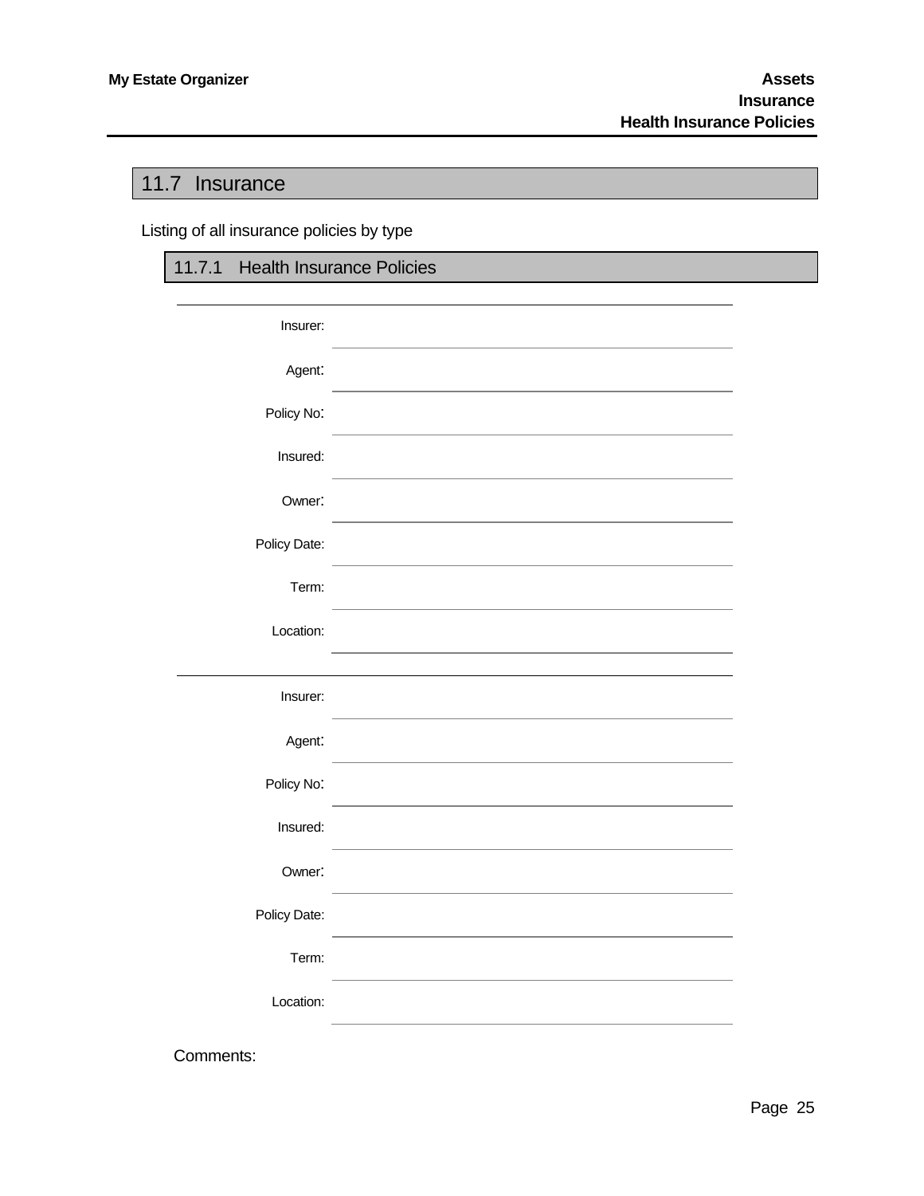## 11.7 Insurance

Listing of all insurance policies by type

### 11.7.1 Health Insurance Policies

Insurer:

Agent:

Policy No:

Insured:

Owner:

Policy Date:

Term:

Location:

---

Insurer:

Agent:

Policy No:

Insured:

Owner:

Policy Date:

Term:

Location:

Comments: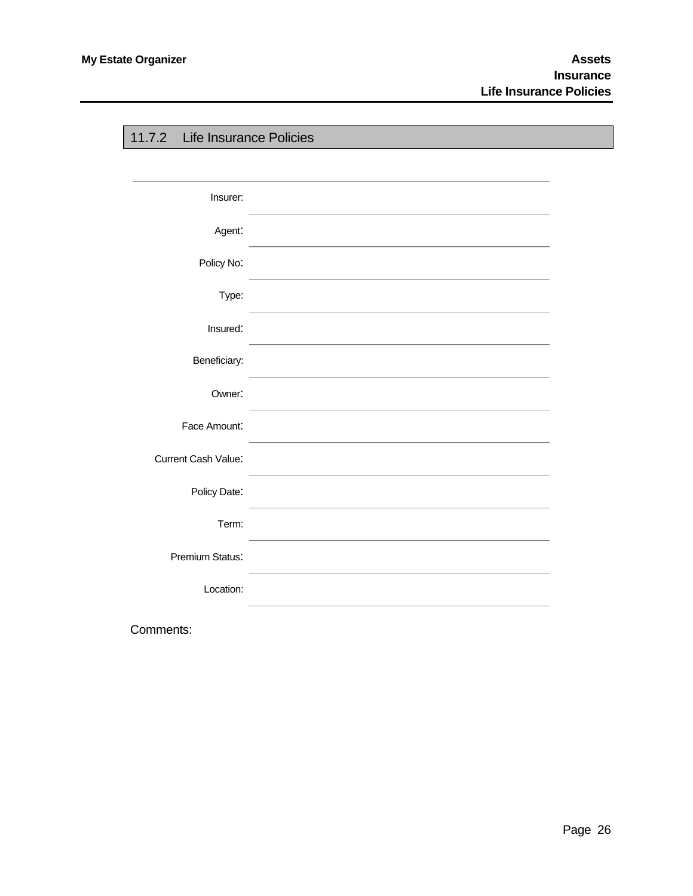## 11.7.2 Life Insurance Policies

| | |
|---|---|
| Insurer: | |
| Agent: | |
| Policy No: | |
| Type: | |
| Insured: | |
| Beneficiary: | |
| Owner: | |
| Face Amount: | |
| Current Cash Value: | |
| Policy Date: | |
| Term: | |
| Premium Status: | |
| Location: | |

Comments: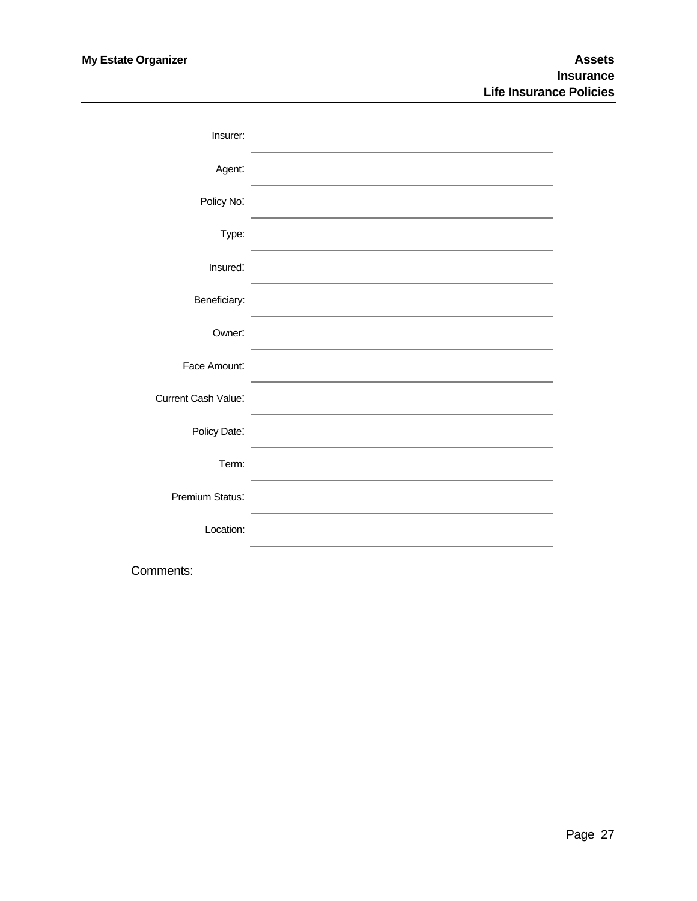## Assets
### Insurance
### Life Insurance Policies

| | |
|---|---|
| Insurer: | |
| Agent: | |
| Policy No: | |
| Type: | |
| Insured: | |
| Beneficiary: | |
| Owner: | |
| Face Amount: | |
| Current Cash Value: | |
| Policy Date: | |
| Term: | |
| Premium Status: | |
| Location: | |

Comments: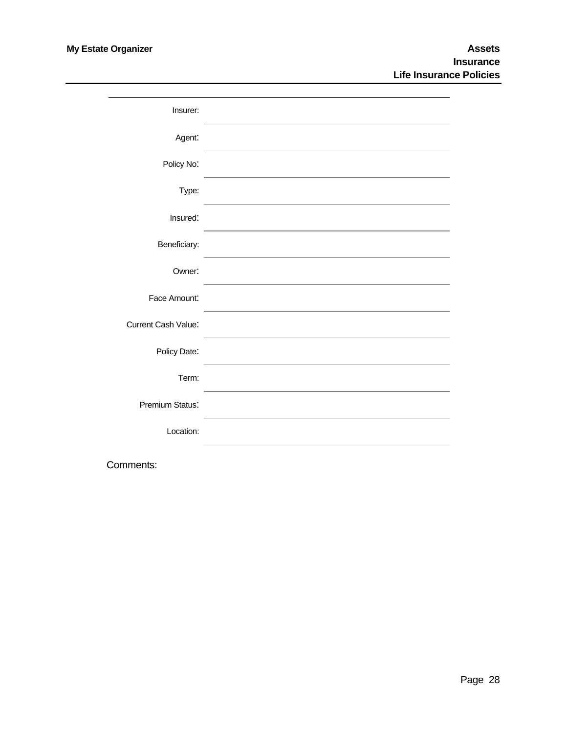# Assets
## Insurance
### Life Insurance Policies

| | |
|---|---|
| Insurer: | |
| Agent: | |
| Policy No: | |
| Type: | |
| Insured: | |
| Beneficiary: | |
| Owner: | |
| Face Amount: | |
| Current Cash Value: | |
| Policy Date: | |
| Term: | |
| Premium Status: | |
| Location: | |

Comments: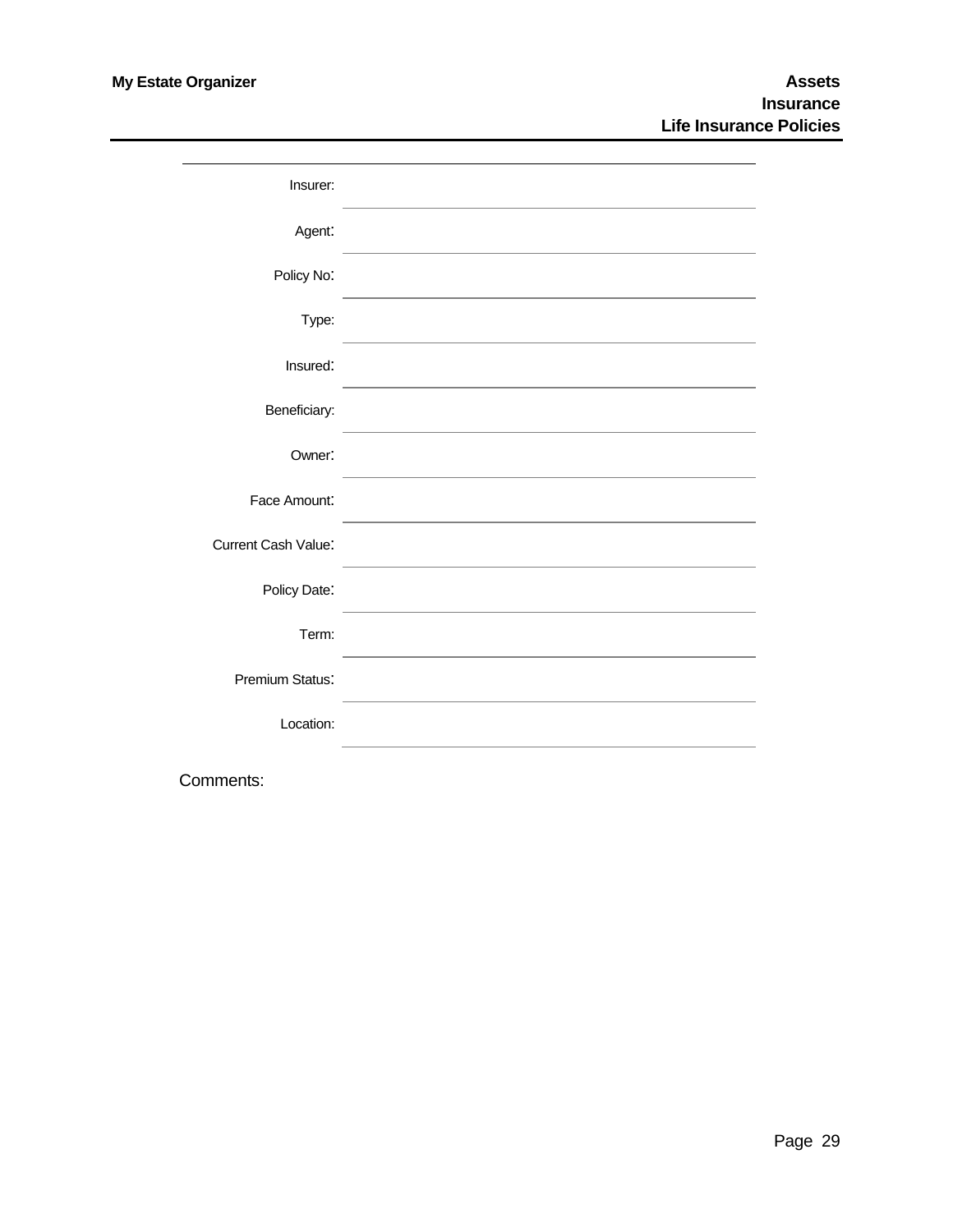## Assets
### Insurance
### Life Insurance Policies

| | |
|---|---|
| Insurer: | |
| Agent: | |
| Policy No: | |
| Type: | |
| Insured: | |
| Beneficiary: | |
| Owner: | |
| Face Amount: | |
| Current Cash Value: | |
| Policy Date: | |
| Term: | |
| Premium Status: | |
| Location: | |

Comments: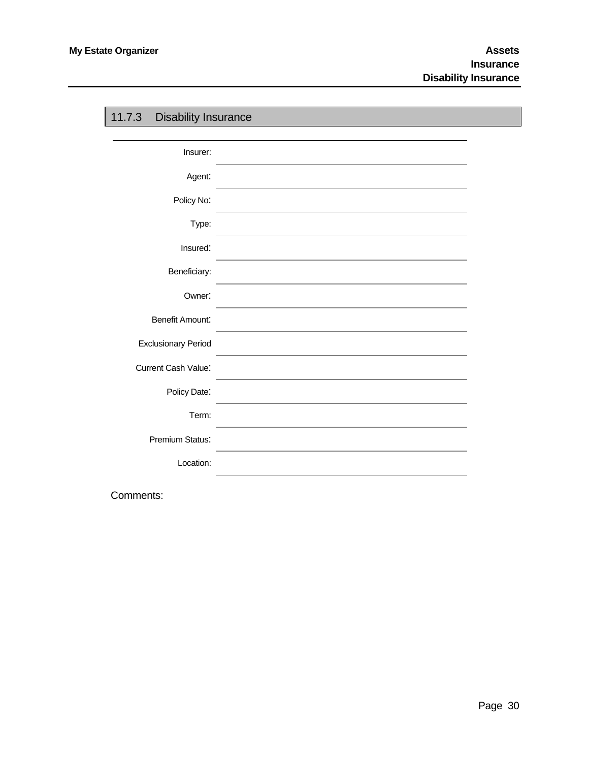## 11.7.3 Disability Insurance

| | |
|---|---|
| Insurer: | |
| Agent: | |
| Policy No: | |
| Type: | |
| Insured: | |
| Beneficiary: | |
| Owner: | |
| Benefit Amount: | |
| Exclusionary Period | |
| Current Cash Value: | |
| Policy Date: | |
| Term: | |
| Premium Status: | |
| Location: | |

Comments: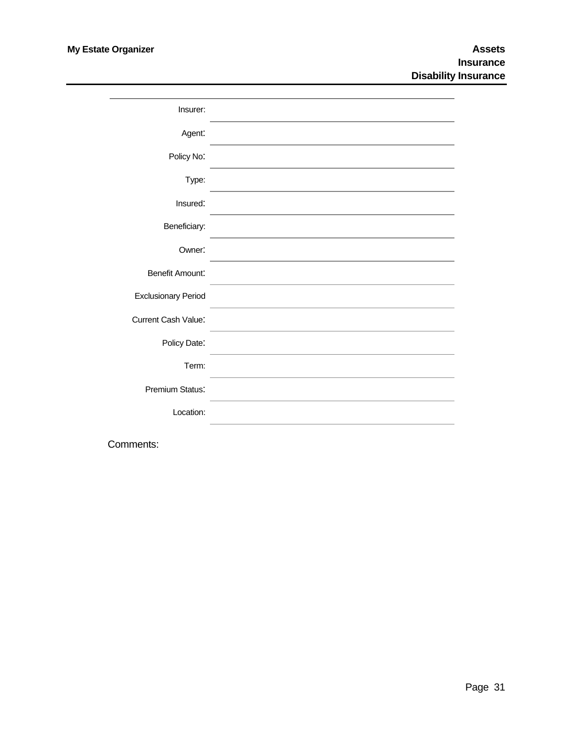# Assets
## Insurance
### Disability Insurance

| | |
|---|---|
| Insurer: | |
| Agent: | |
| Policy No: | |
| Type: | |
| Insured: | |
| Beneficiary: | |
| Owner: | |
| Benefit Amount: | |
| Exclusionary Period | |
| Current Cash Value: | |
| Policy Date: | |
| Term: | |
| Premium Status: | |
| Location: | |

Comments: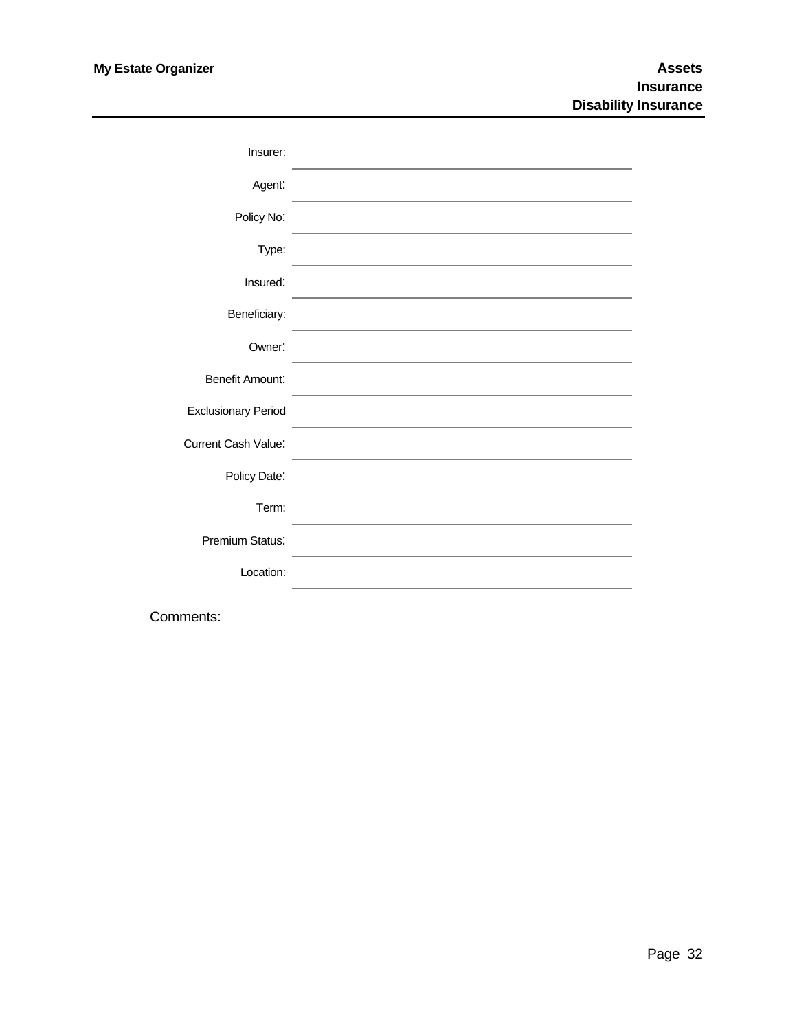# Assets
## Insurance
### Disability Insurance

| | |
|---|---|
| Insurer: | |
| Agent: | |
| Policy No: | |
| Type: | |
| Insured: | |
| Beneficiary: | |
| Owner: | |
| Benefit Amount: | |
| Exclusionary Period | |
| Current Cash Value: | |
| Policy Date: | |
| Term: | |
| Premium Status: | |
| Location: | |

Comments: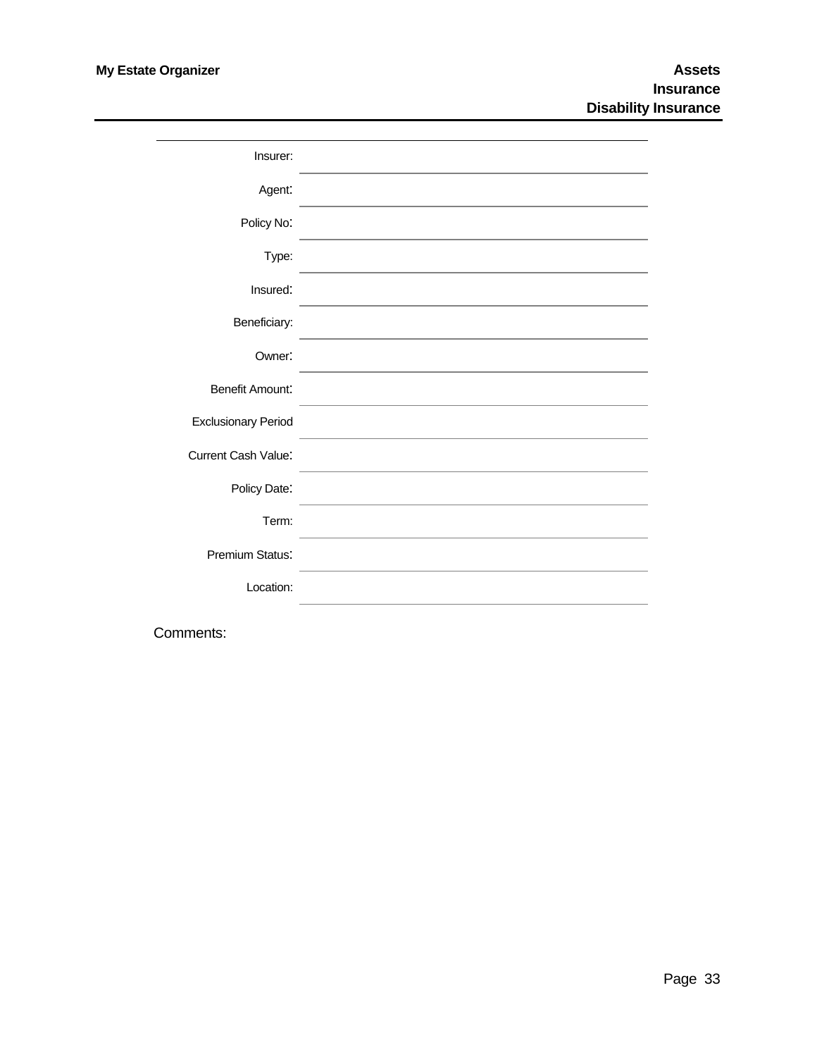# Assets
## Insurance
### Disability Insurance

| | |
|---|---|
| Insurer: | |
| Agent: | |
| Policy No: | |
| Type: | |
| Insured: | |
| Beneficiary: | |
| Owner: | |
| Benefit Amount: | |
| Exclusionary Period | |
| Current Cash Value: | |
| Policy Date: | |
| Term: | |
| Premium Status: | |
| Location: | |

Comments: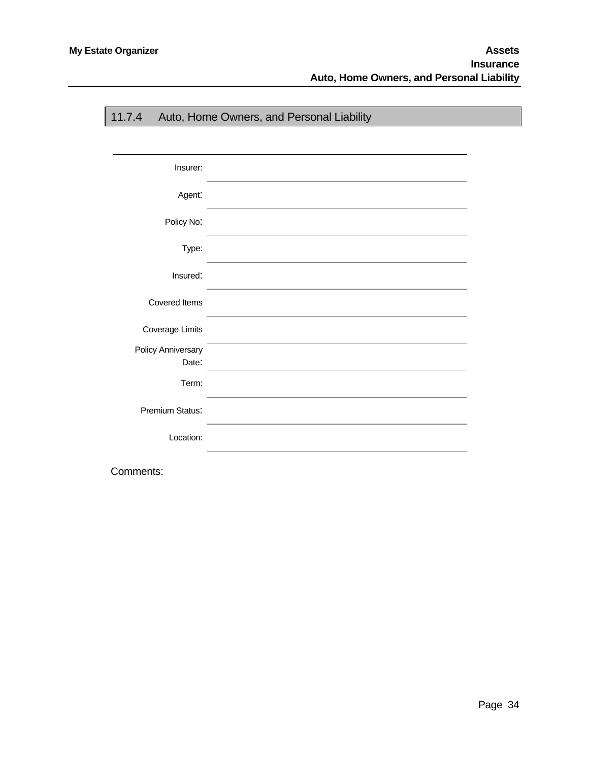## 11.7.4 Auto, Home Owners, and Personal Liability

| | |
|---|---|
| Insurer: | |
| Agent: | |
| Policy No: | |
| Type: | |
| Insured: | |
| Covered Items | |
| Coverage Limits | |
| Policy Anniversary Date: | |
| Term: | |
| Premium Status: | |
| Location: | |

Comments: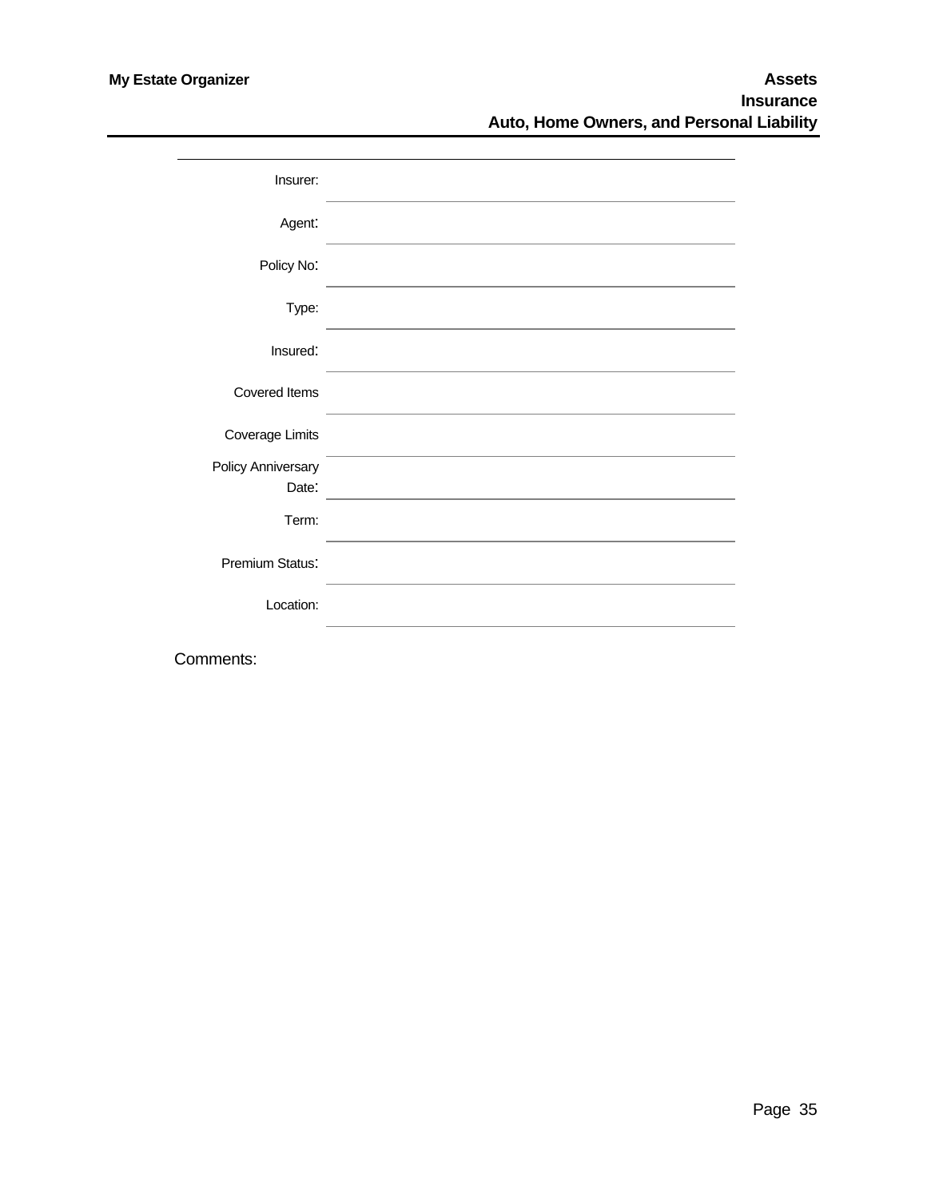# Assets
## Insurance
### Auto, Home Owners, and Personal Liability

| | |
|---|---|
| Insurer: | |
| Agent: | |
| Policy No: | |
| Type: | |
| Insured: | |
| Covered Items | |
| Coverage Limits | |
| Policy Anniversary Date: | |
| Term: | |
| Premium Status: | |
| Location: | |

Comments: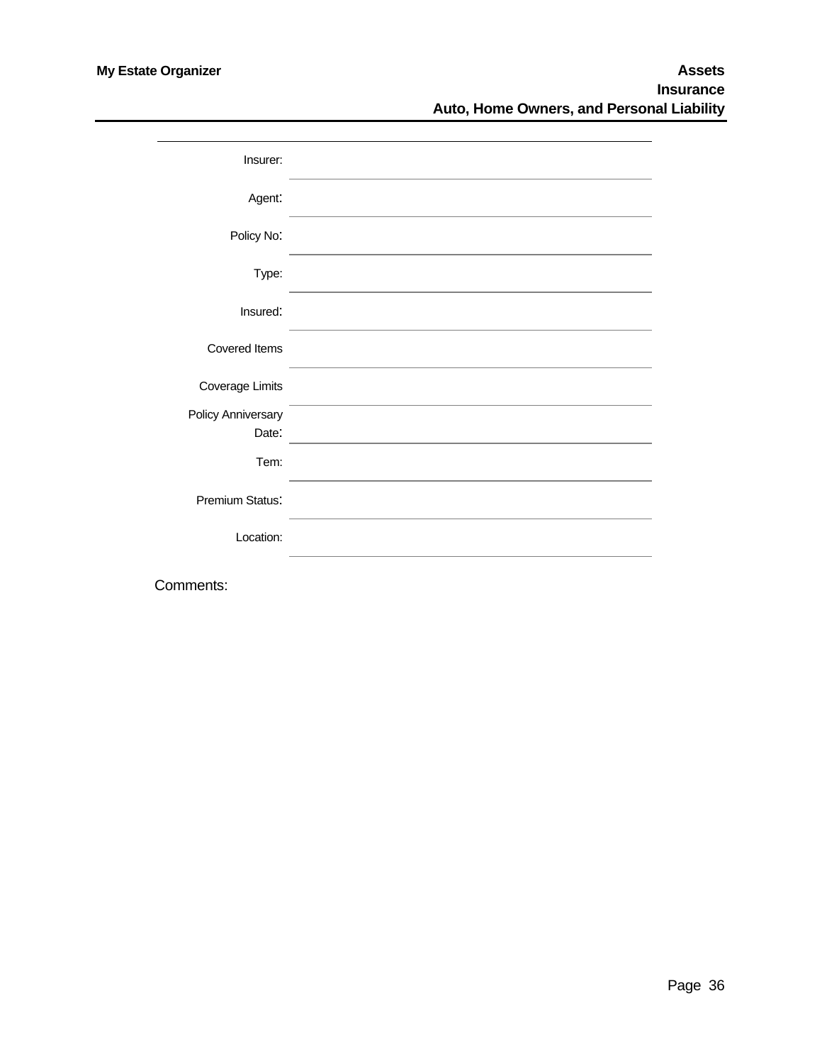# Assets
## Insurance
### Auto, Home Owners, and Personal Liability

| | |
|---|---|
| Insurer: | |
| Agent: | |
| Policy No: | |
| Type: | |
| Insured: | |
| Covered Items | |
| Coverage Limits | |
| Policy Anniversary Date: | |
| Tem: | |
| Premium Status: | |
| Location: | |

Comments: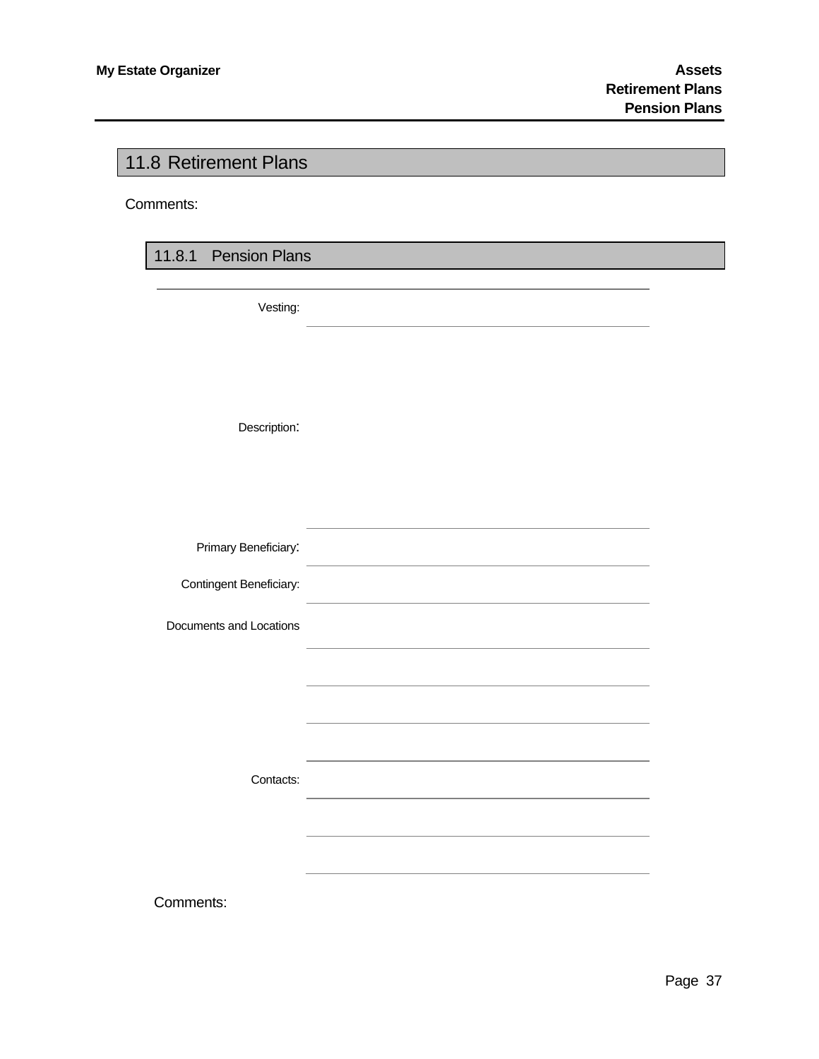## 11.8 Retirement Plans

Comments:

### 11.8.1 Pension Plans

Vesting:

Description:

Primary Beneficiary:

Contingent Beneficiary:

Documents and Locations

Contacts:

Comments: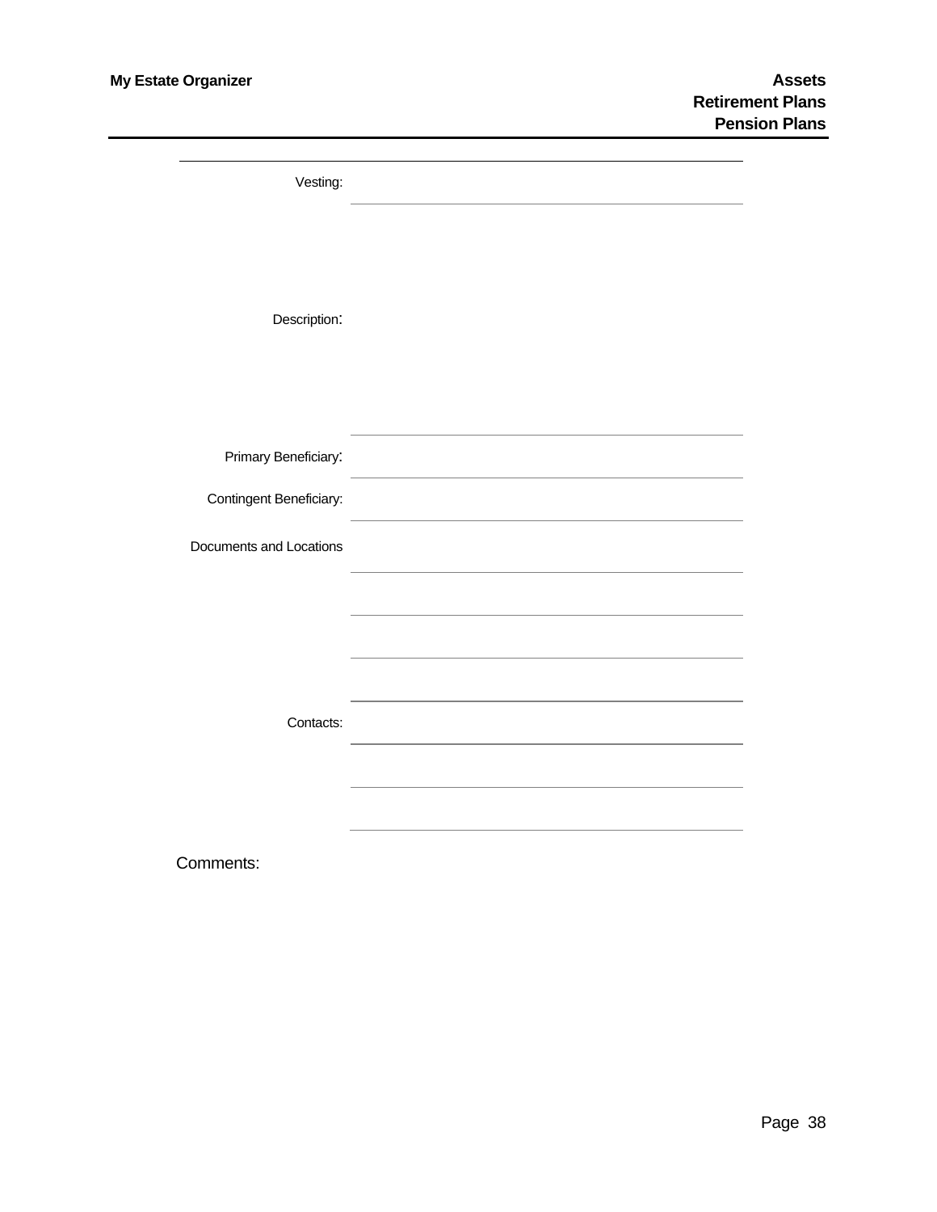Vesting:

Description:

Primary Beneficiary:

Contingent Beneficiary:

Documents and Locations

Contacts:

Comments: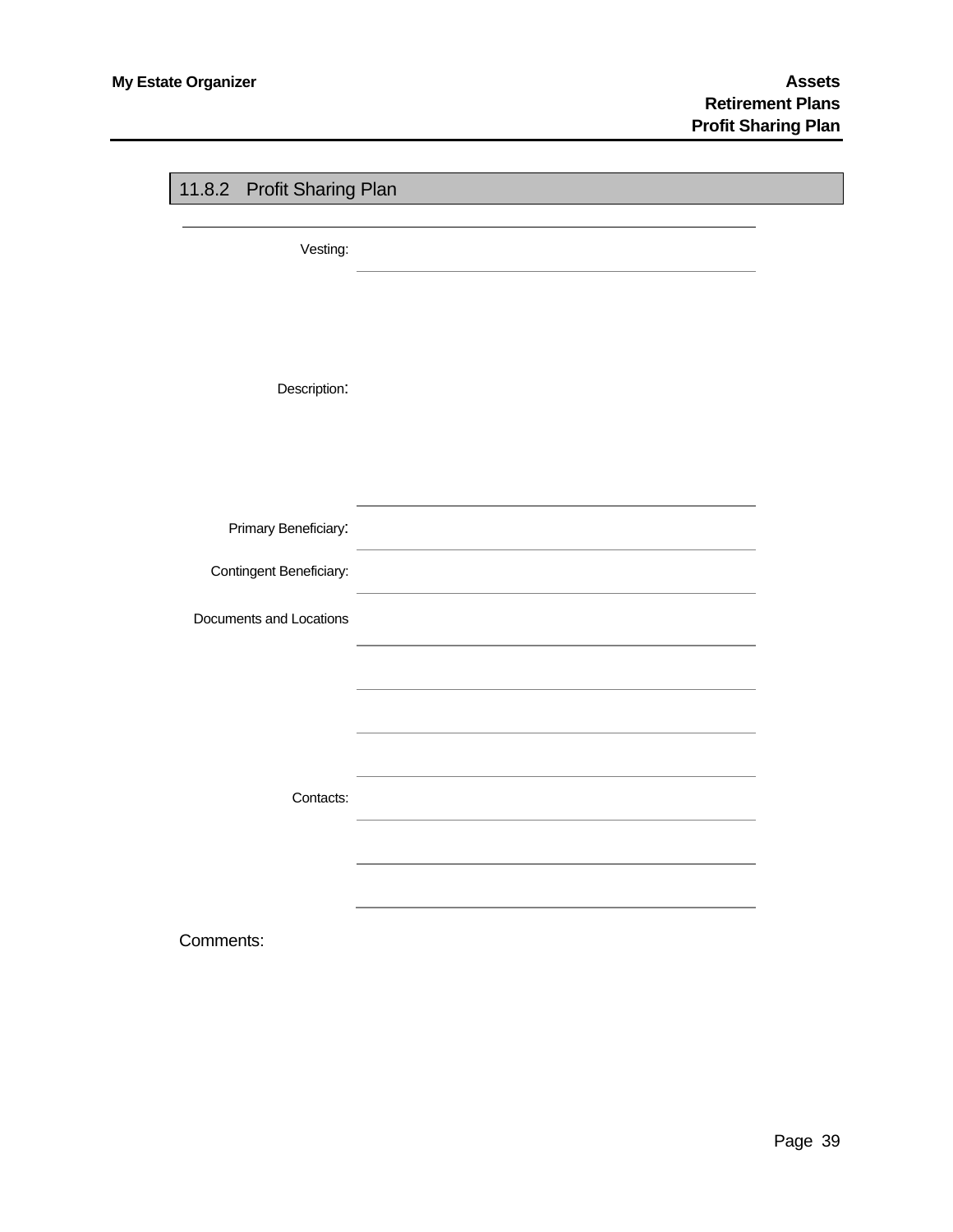## 11.8.2 Profit Sharing Plan

Vesting:

Description:

Primary Beneficiary:

Contingent Beneficiary:

Documents and Locations

Contacts:

Comments: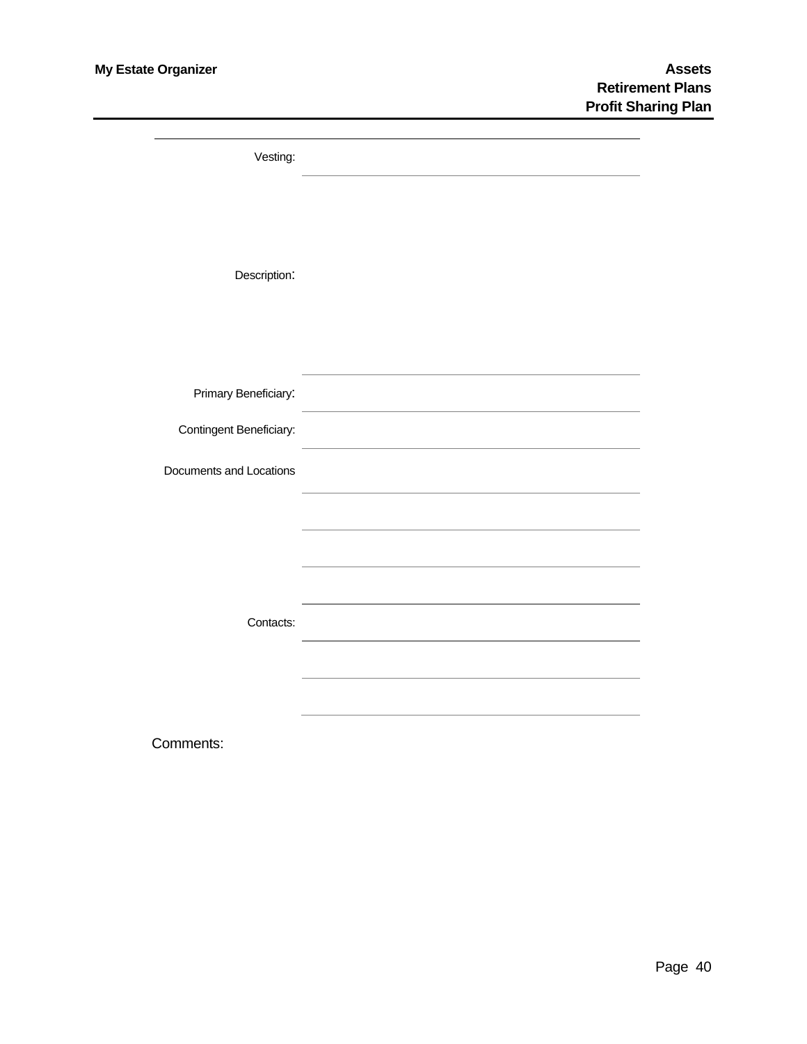# Assets
## Retirement Plans
### Profit Sharing Plan

Vesting:

Description:

Primary Beneficiary:

Contingent Beneficiary:

Documents and Locations

Contacts:

Comments: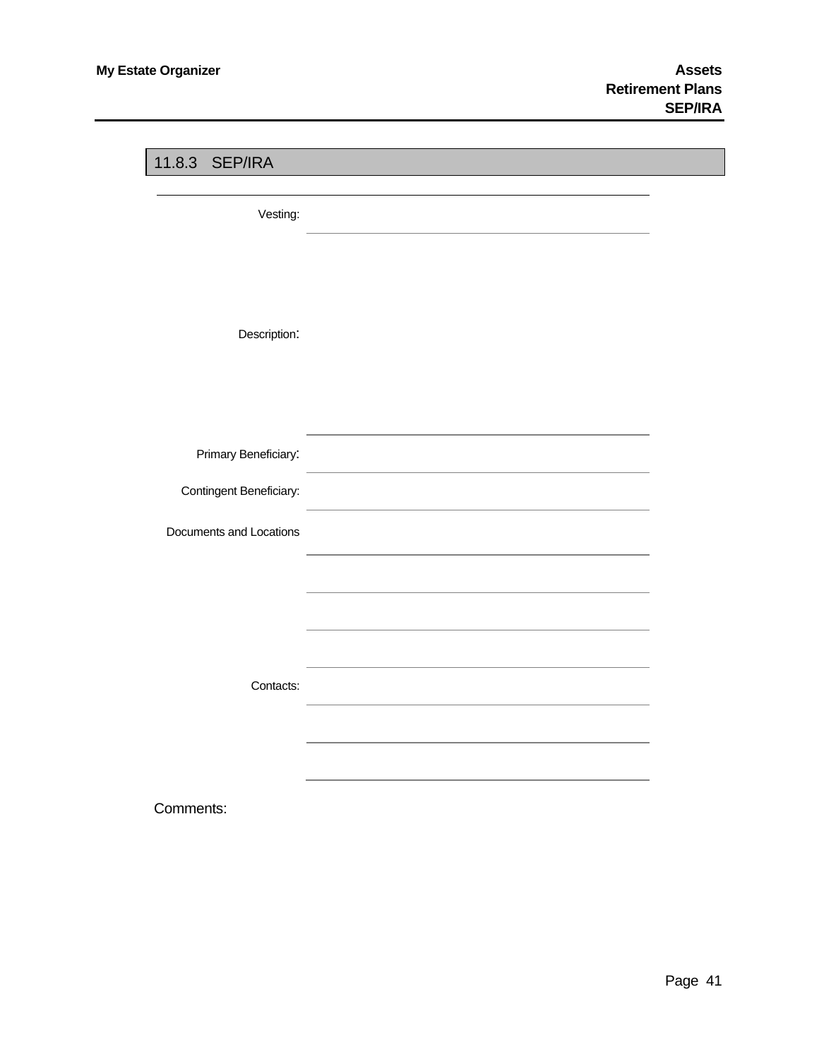## 11.8.3 SEP/IRA

Vesting:

Description:

Primary Beneficiary:

Contingent Beneficiary:

Documents and Locations

Contacts:

Comments: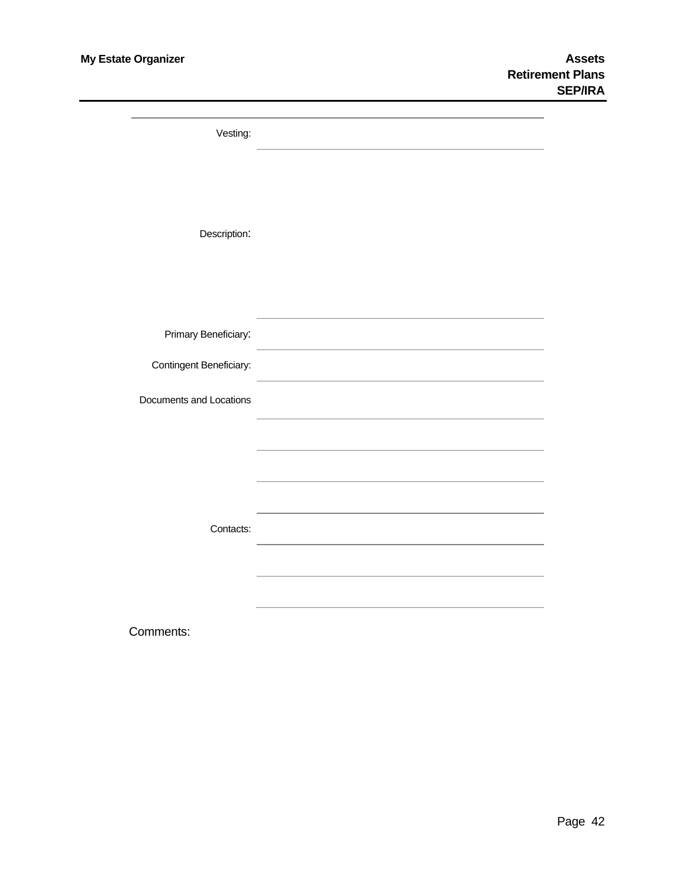Vesting:

Description:

Primary Beneficiary:

Contingent Beneficiary:

Documents and Locations

Contacts:

Comments: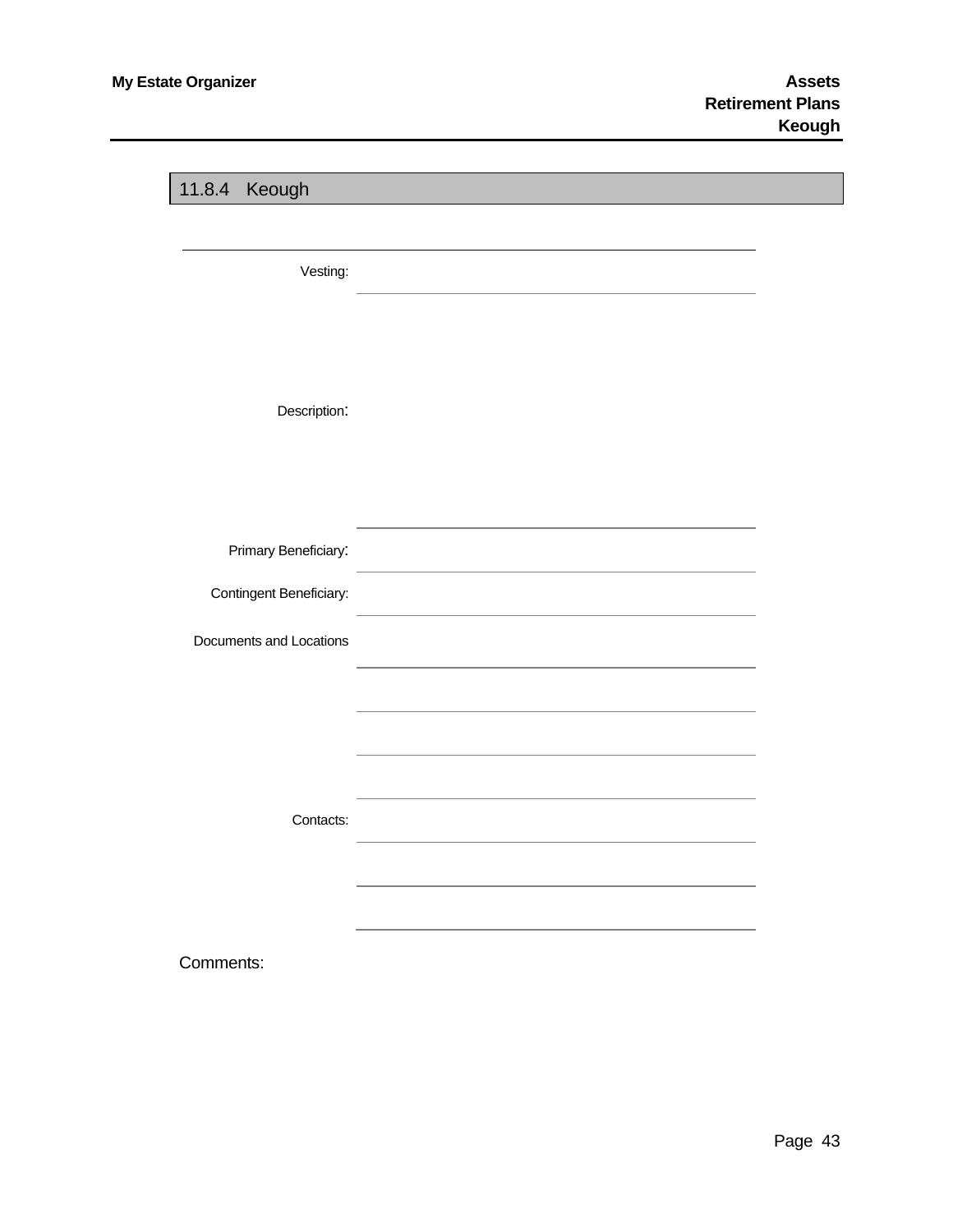## 11.8.4 Keough

Vesting:

Description:

Primary Beneficiary:

Contingent Beneficiary:

Documents and Locations

Contacts:

Comments: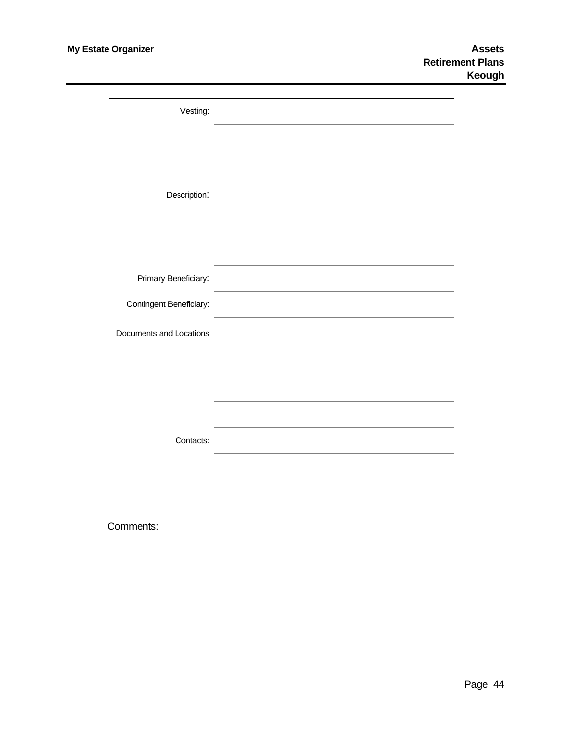Vesting:

Description:

Primary Beneficiary:

Contingent Beneficiary:

Documents and Locations

Contacts:

Comments: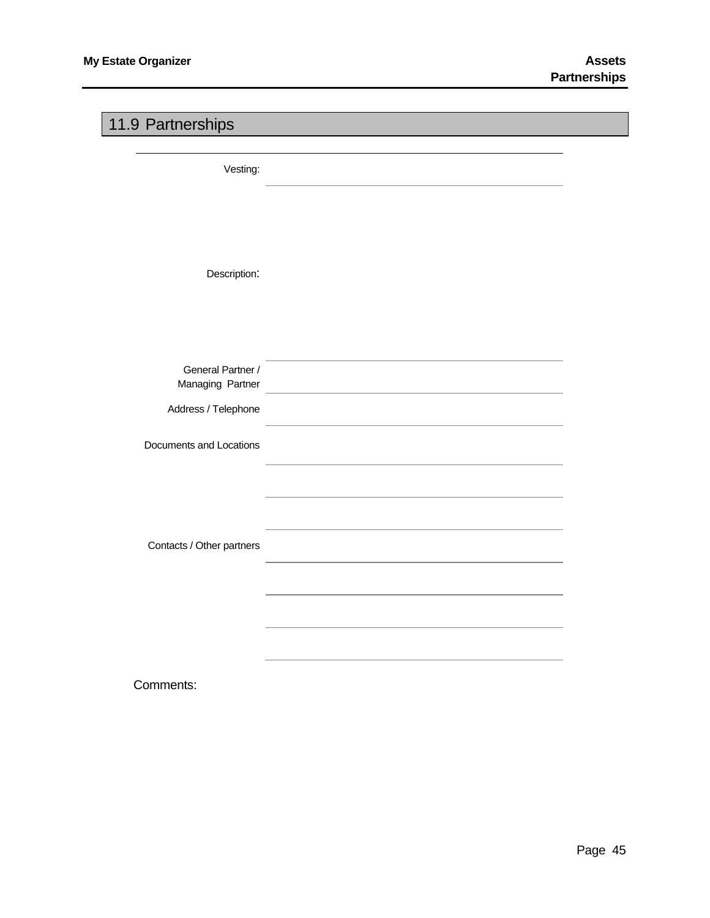## 11.9 Partnerships

Vesting: 

Description:

General Partner / Managing Partner

Address / Telephone

Documents and Locations

Contacts / Other partners

Comments: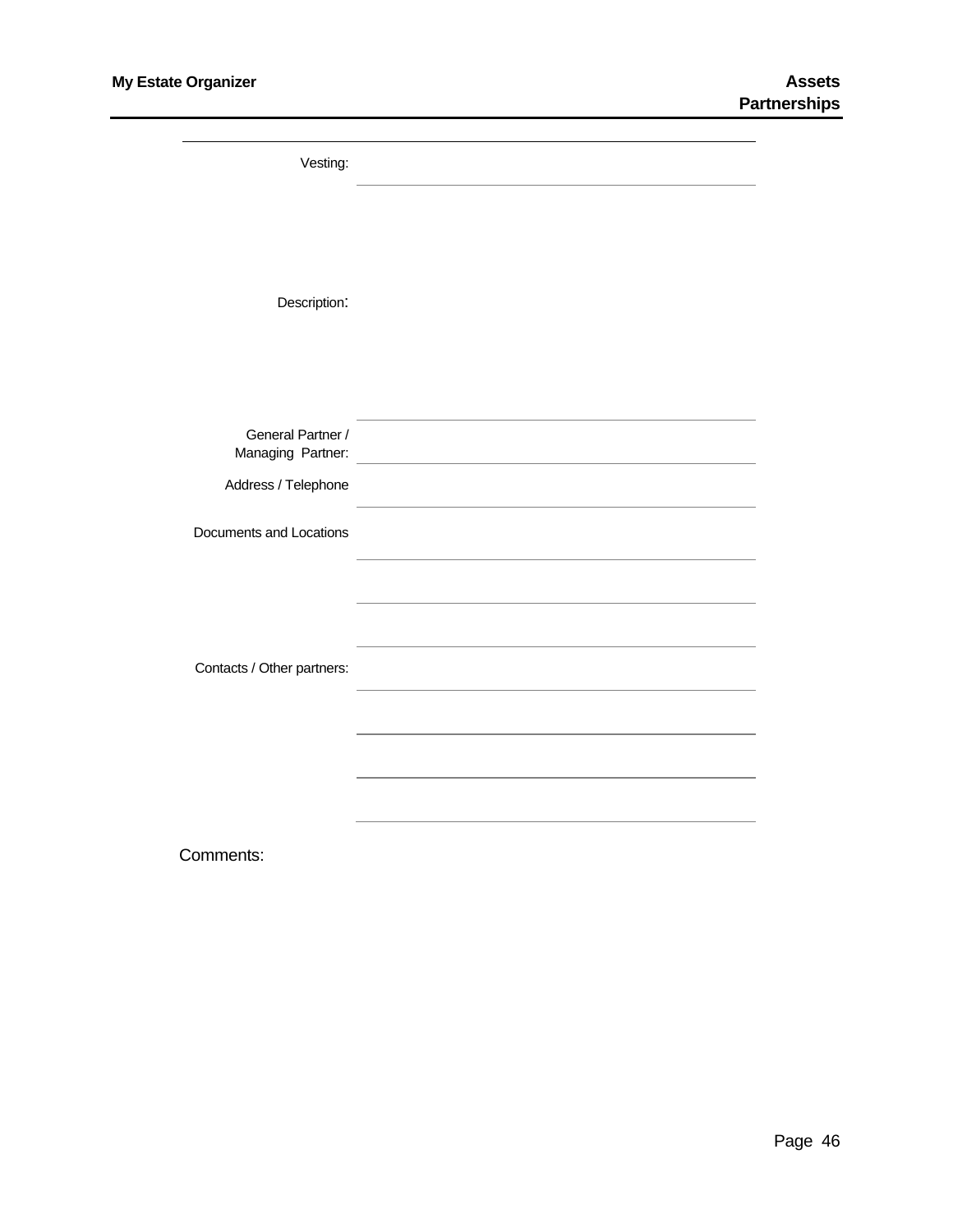Vesting:

Description:

General Partner / Managing Partner:

Address / Telephone

Documents and Locations

Contacts / Other partners:

Comments: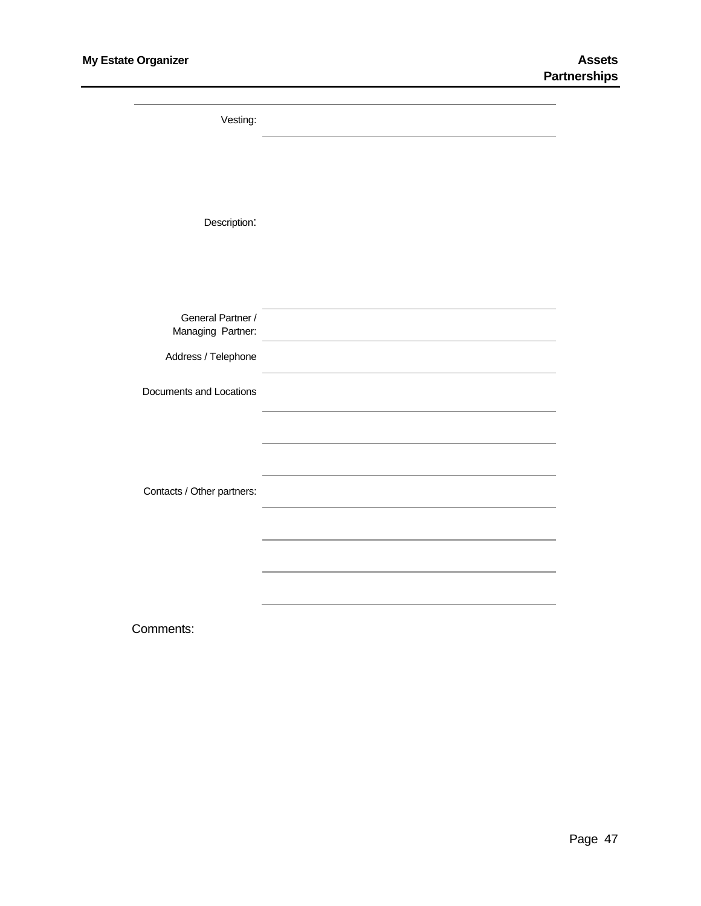## Assets
### Partnerships

Vesting: ______________________________

Description:

General Partner / Managing Partner: ______________________________

Address / Telephone ______________________________

Documents and Locations ______________________________

______________________________

______________________________

Contacts / Other partners: ______________________________

______________________________

______________________________

______________________________

Comments: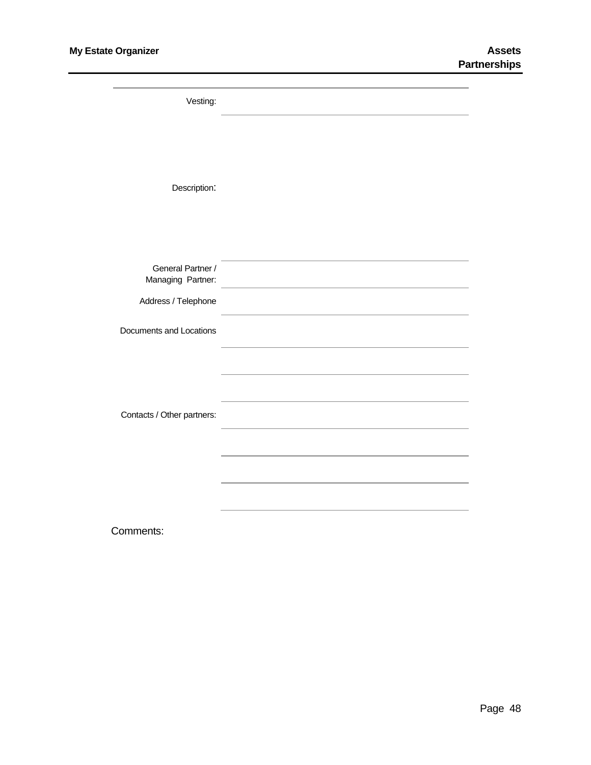Vesting:

Description:

General Partner / Managing Partner:

Address / Telephone

Documents and Locations

Contacts / Other partners:

Comments: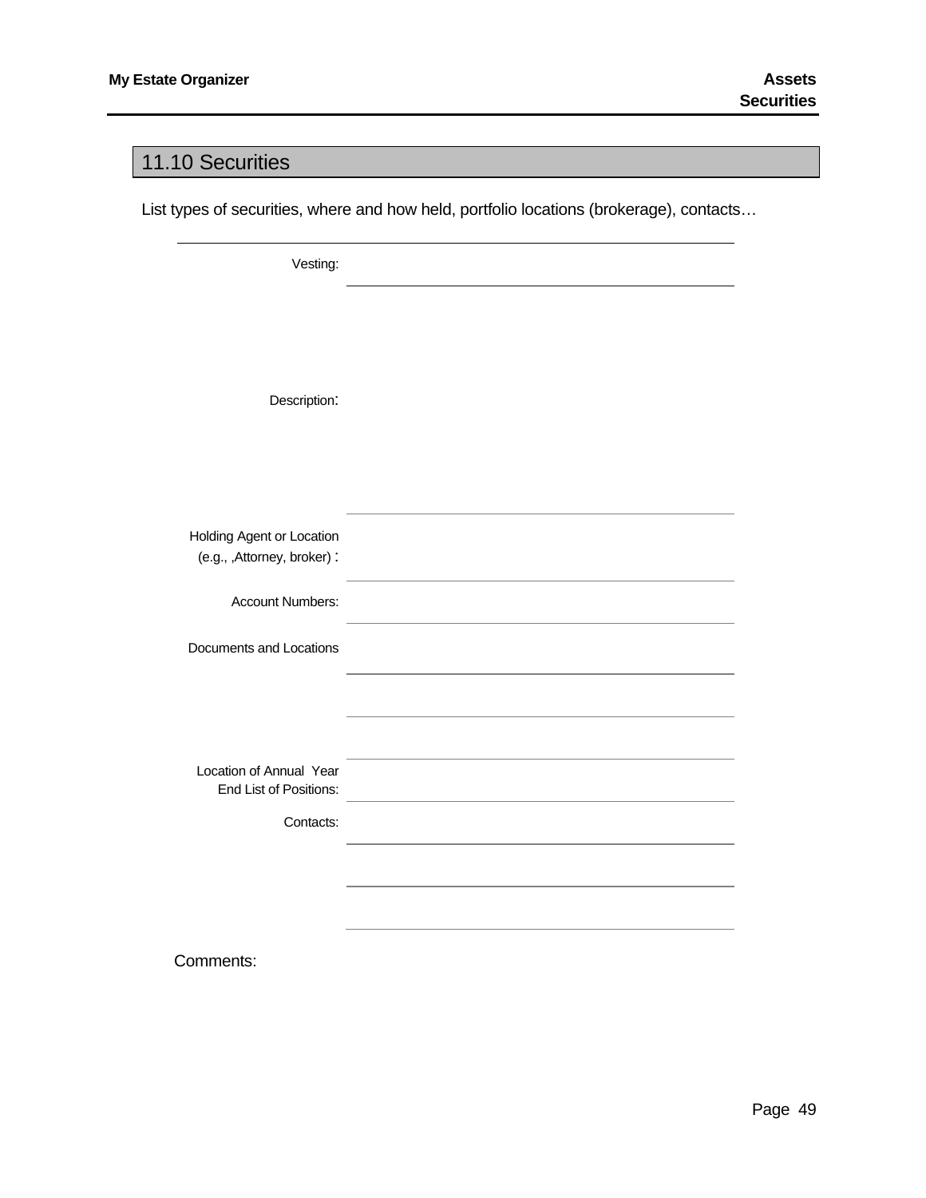## 11.10 Securities

List types of securities, where and how held, portfolio locations (brokerage), contacts…

Vesting:

Description:

Holding Agent or Location (e.g., ,Attorney, broker) :

Account Numbers:

Documents and Locations

Location of Annual Year End List of Positions:

Contacts:

Comments: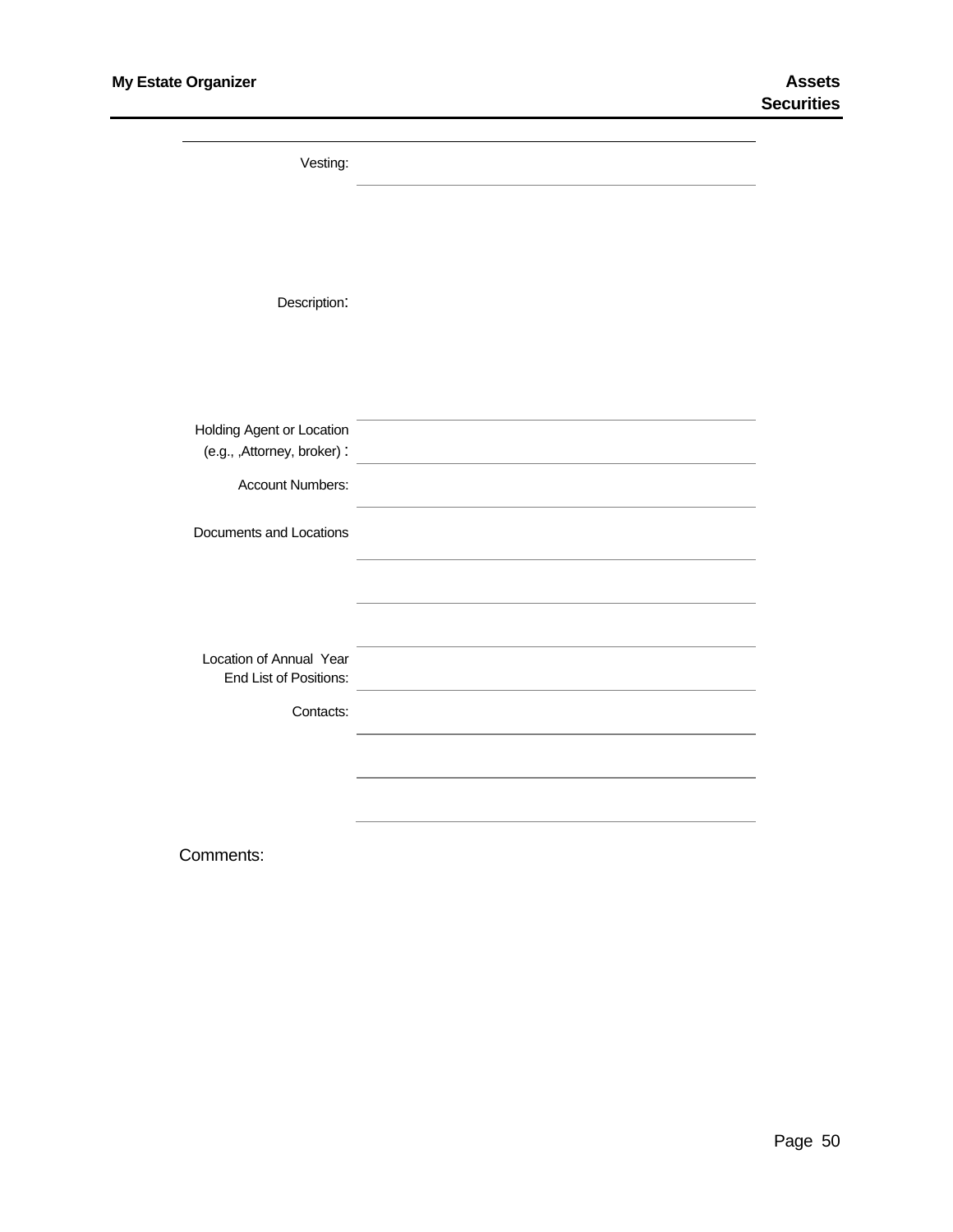Vesting:

Description:

Holding Agent or Location (e.g., ,Attorney, broker) :

Account Numbers:

Documents and Locations

Location of Annual Year End List of Positions:

Contacts:

Comments: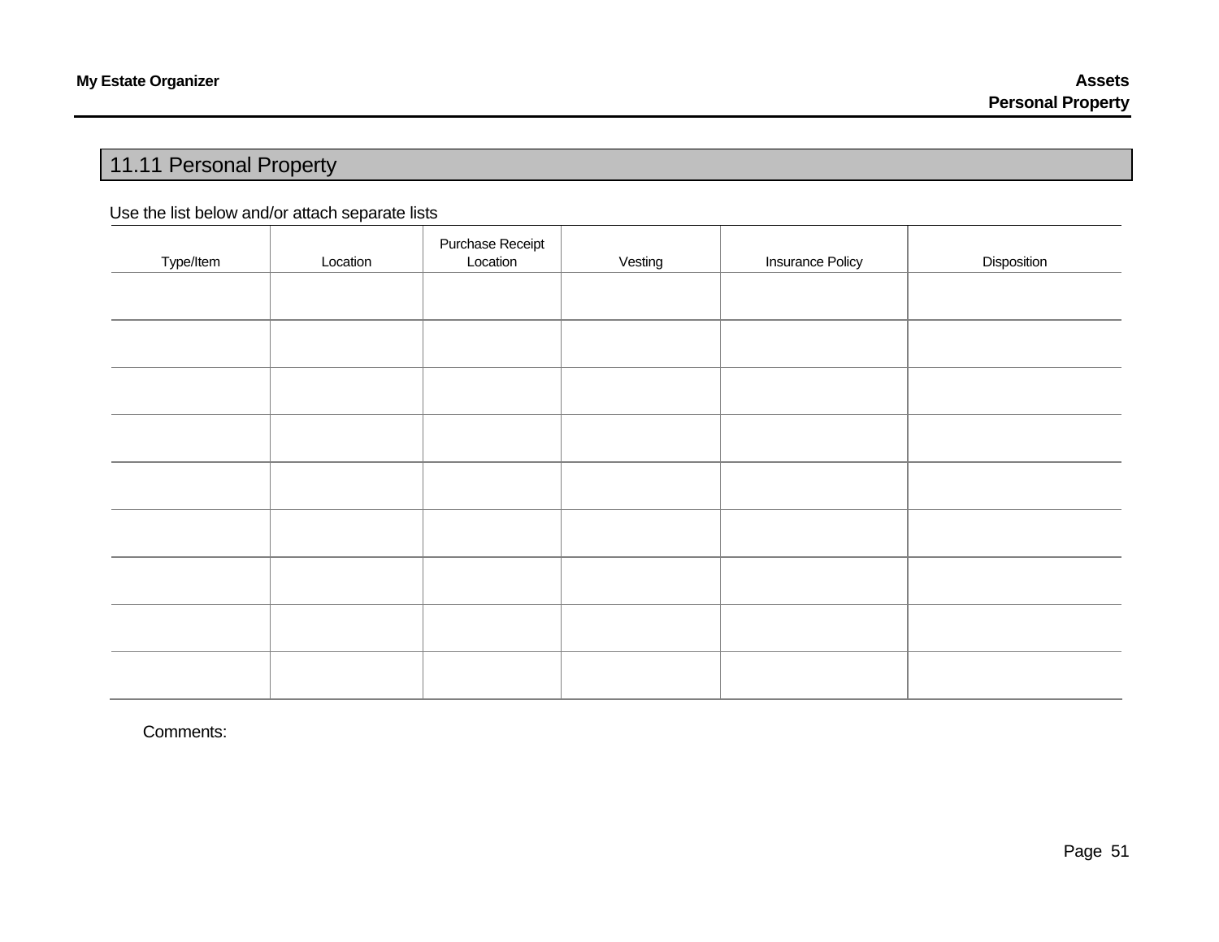## 11.11 Personal Property

Use the list below and/or attach separate lists

| Type/Item | Location | Purchase Receipt Location | Vesting | Insurance Policy | Disposition |
|---|---|---|---|---|---|
| | | | | | |
| | | | | | |
| | | | | | |
| | | | | | |
| | | | | | |
| | | | | | |
| | | | | | |
| | | | | | |
| | | | | | |

Comments: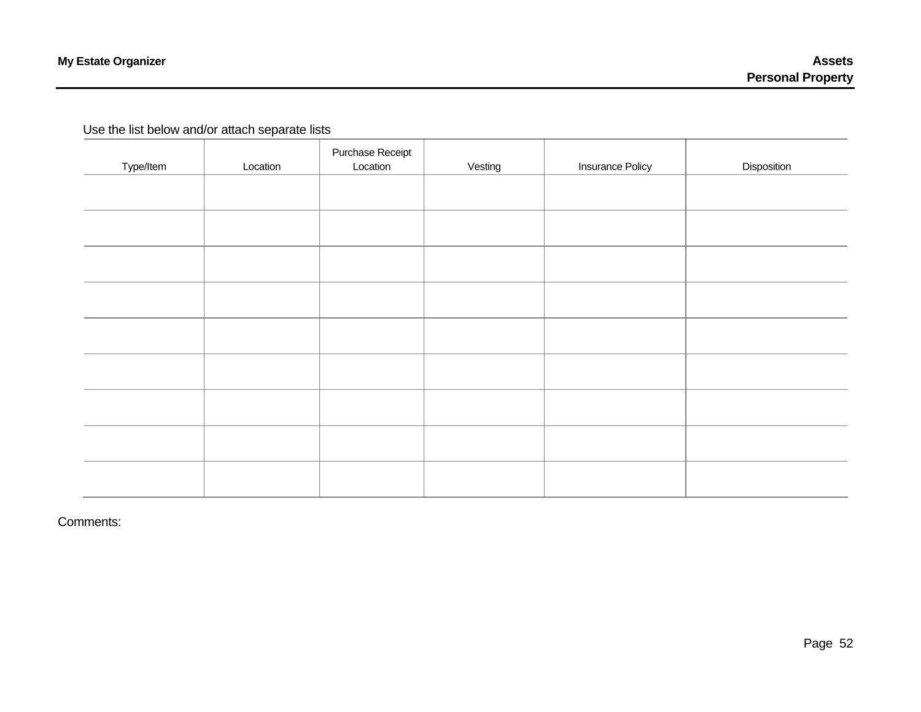# Assets
## Personal Property

Use the list below and/or attach separate lists

| Type/Item | Location | Purchase Receipt Location | Vesting | Insurance Policy | Disposition |
|---|---|---|---|---|---|
| | | | | | |
| | | | | | |
| | | | | | |
| | | | | | |
| | | | | | |
| | | | | | |
| | | | | | |
| | | | | | |
| | | | | | |

Comments: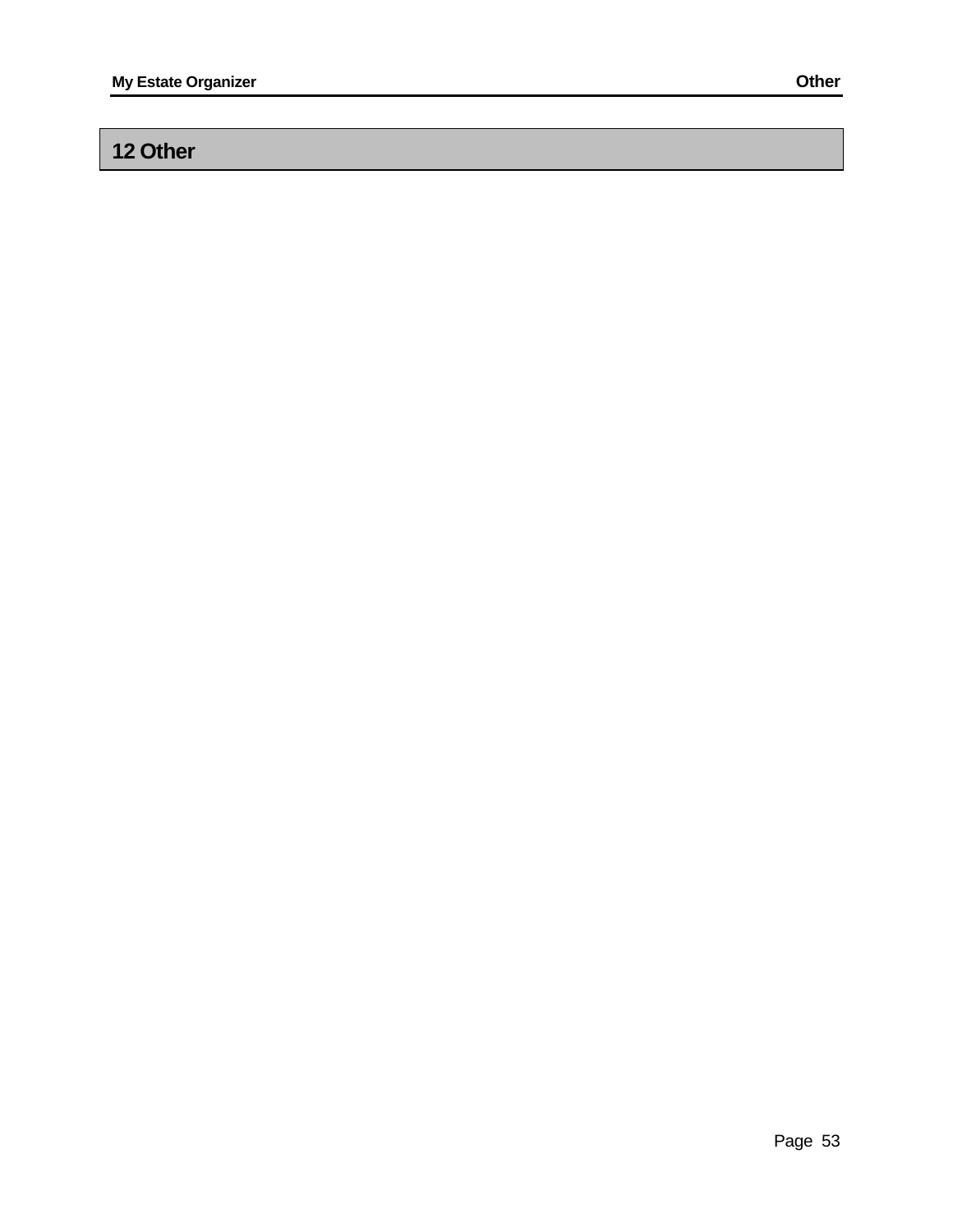# 12 Other